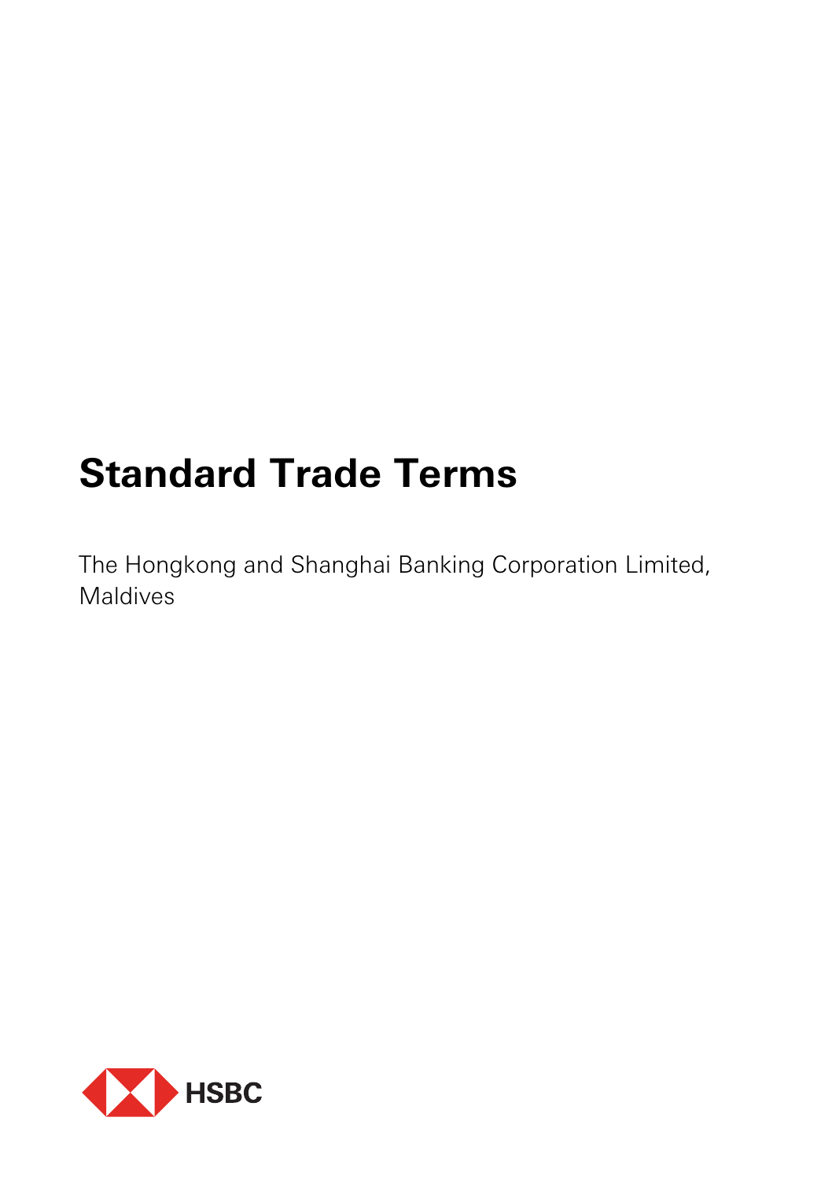# Standard Trade Terms

The Hongkong and Shanghai Banking Corporation Limited, Maldives

HSBC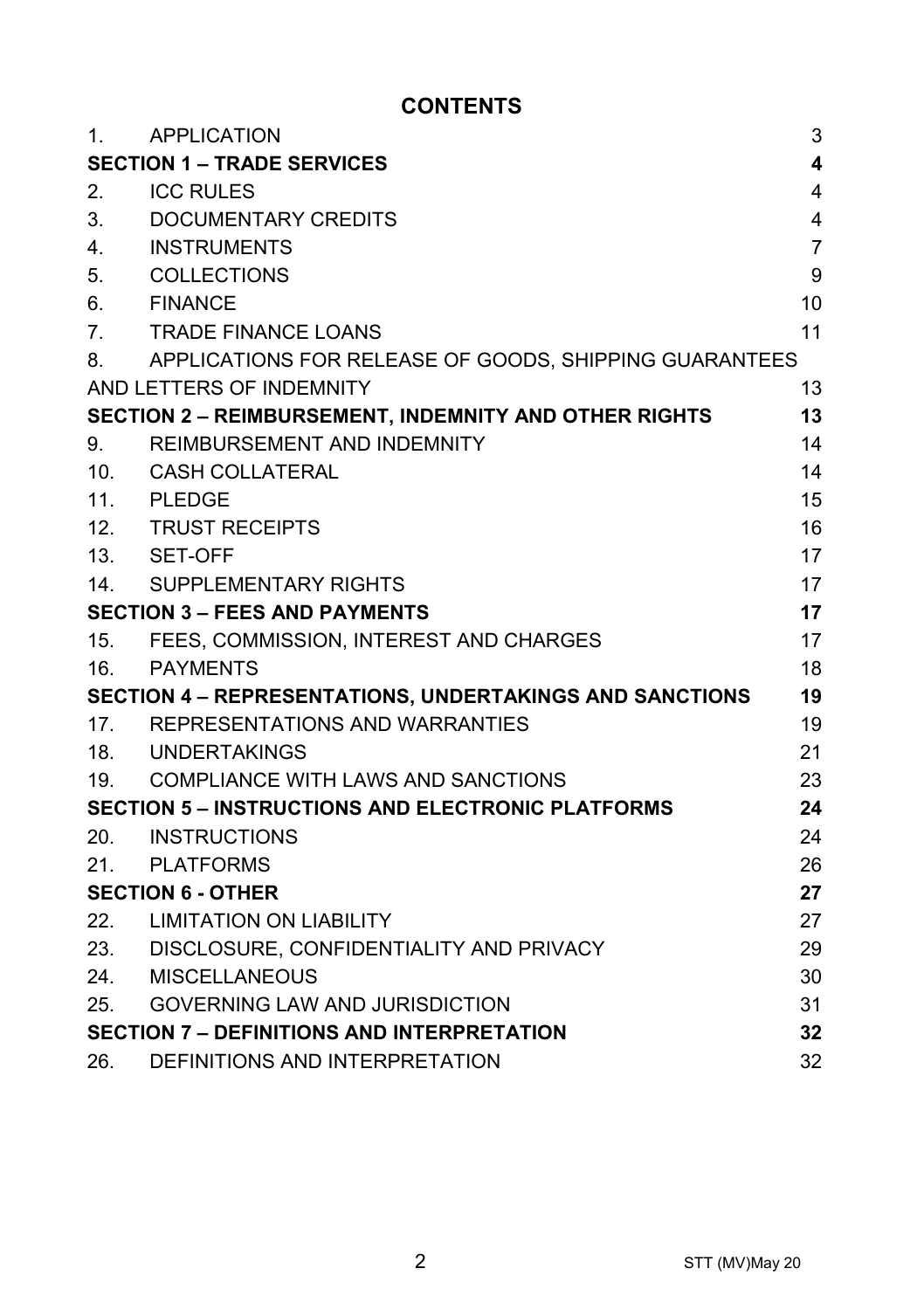# CONTENTS

| | | |
|---|---|---|
| 1. | APPLICATION | 3 |
| **SECTION 1 – TRADE SERVICES** | | **4** |
| 2. | ICC RULES | 4 |
| 3. | DOCUMENTARY CREDITS | 4 |
| 4. | INSTRUMENTS | 7 |
| 5. | COLLECTIONS | 9 |
| 6. | FINANCE | 10 |
| 7. | TRADE FINANCE LOANS | 11 |
| 8. | APPLICATIONS FOR RELEASE OF GOODS, SHIPPING GUARANTEES AND LETTERS OF INDEMNITY | 13 |
| **SECTION 2 – REIMBURSEMENT, INDEMNITY AND OTHER RIGHTS** | | **13** |
| 9. | REIMBURSEMENT AND INDEMNITY | 14 |
| 10. | CASH COLLATERAL | 14 |
| 11. | PLEDGE | 15 |
| 12. | TRUST RECEIPTS | 16 |
| 13. | SET-OFF | 17 |
| 14. | SUPPLEMENTARY RIGHTS | 17 |
| **SECTION 3 – FEES AND PAYMENTS** | | **17** |
| 15. | FEES, COMMISSION, INTEREST AND CHARGES | 17 |
| 16. | PAYMENTS | 18 |
| **SECTION 4 – REPRESENTATIONS, UNDERTAKINGS AND SANCTIONS** | | **19** |
| 17. | REPRESENTATIONS AND WARRANTIES | 19 |
| 18. | UNDERTAKINGS | 21 |
| 19. | COMPLIANCE WITH LAWS AND SANCTIONS | 23 |
| **SECTION 5 – INSTRUCTIONS AND ELECTRONIC PLATFORMS** | | **24** |
| 20. | INSTRUCTIONS | 24 |
| 21. | PLATFORMS | 26 |
| **SECTION 6 - OTHER** | | **27** |
| 22. | LIMITATION ON LIABILITY | 27 |
| 23. | DISCLOSURE, CONFIDENTIALITY AND PRIVACY | 29 |
| 24. | MISCELLANEOUS | 30 |
| 25. | GOVERNING LAW AND JURISDICTION | 31 |
| **SECTION 7 – DEFINITIONS AND INTERPRETATION** | | **32** |
| 26. | DEFINITIONS AND INTERPRETATION | 32 |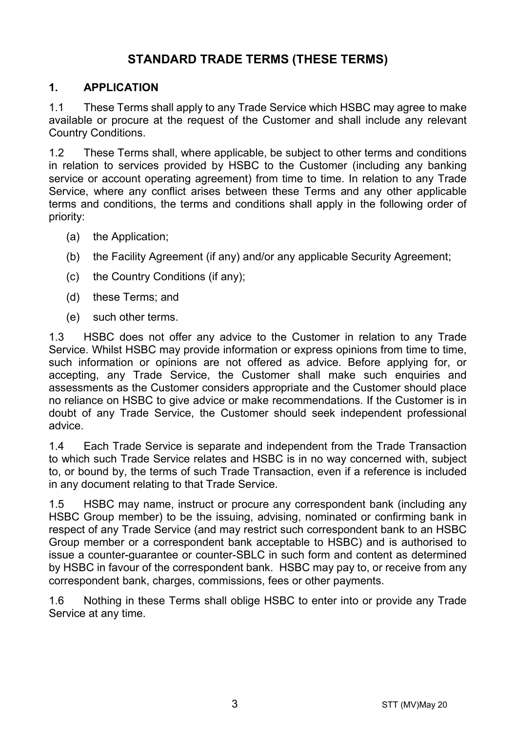# STANDARD TRADE TERMS (THESE TERMS)

## 1. APPLICATION

1.1 These Terms shall apply to any Trade Service which HSBC may agree to make available or procure at the request of the Customer and shall include any relevant Country Conditions.

1.2 These Terms shall, where applicable, be subject to other terms and conditions in relation to services provided by HSBC to the Customer (including any banking service or account operating agreement) from time to time. In relation to any Trade Service, where any conflict arises between these Terms and any other applicable terms and conditions, the terms and conditions shall apply in the following order of priority:

(a) the Application;

(b) the Facility Agreement (if any) and/or any applicable Security Agreement;

(c) the Country Conditions (if any);

(d) these Terms; and

(e) such other terms.

1.3 HSBC does not offer any advice to the Customer in relation to any Trade Service. Whilst HSBC may provide information or express opinions from time to time, such information or opinions are not offered as advice. Before applying for, or accepting, any Trade Service, the Customer shall make such enquiries and assessments as the Customer considers appropriate and the Customer should place no reliance on HSBC to give advice or make recommendations. If the Customer is in doubt of any Trade Service, the Customer should seek independent professional advice.

1.4 Each Trade Service is separate and independent from the Trade Transaction to which such Trade Service relates and HSBC is in no way concerned with, subject to, or bound by, the terms of such Trade Transaction, even if a reference is included in any document relating to that Trade Service.

1.5 HSBC may name, instruct or procure any correspondent bank (including any HSBC Group member) to be the issuing, advising, nominated or confirming bank in respect of any Trade Service (and may restrict such correspondent bank to an HSBC Group member or a correspondent bank acceptable to HSBC) and is authorised to issue a counter-guarantee or counter-SBLC in such form and content as determined by HSBC in favour of the correspondent bank. HSBC may pay to, or receive from any correspondent bank, charges, commissions, fees or other payments.

1.6 Nothing in these Terms shall oblige HSBC to enter into or provide any Trade Service at any time.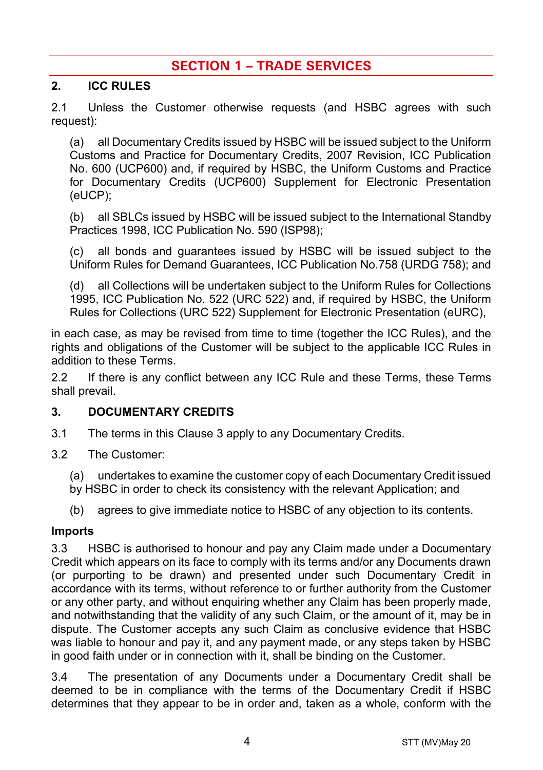# SECTION 1 – TRADE SERVICES

## 2. ICC RULES

2.1 Unless the Customer otherwise requests (and HSBC agrees with such request):

(a) all Documentary Credits issued by HSBC will be issued subject to the Uniform Customs and Practice for Documentary Credits, 2007 Revision, ICC Publication No. 600 (UCP600) and, if required by HSBC, the Uniform Customs and Practice for Documentary Credits (UCP600) Supplement for Electronic Presentation (eUCP);

(b) all SBLCs issued by HSBC will be issued subject to the International Standby Practices 1998, ICC Publication No. 590 (ISP98);

(c) all bonds and guarantees issued by HSBC will be issued subject to the Uniform Rules for Demand Guarantees, ICC Publication No.758 (URDG 758); and

(d) all Collections will be undertaken subject to the Uniform Rules for Collections 1995, ICC Publication No. 522 (URC 522) and, if required by HSBC, the Uniform Rules for Collections (URC 522) Supplement for Electronic Presentation (eURC),

in each case, as may be revised from time to time (together the ICC Rules), and the rights and obligations of the Customer will be subject to the applicable ICC Rules in addition to these Terms.

2.2 If there is any conflict between any ICC Rule and these Terms, these Terms shall prevail.

## 3. DOCUMENTARY CREDITS

3.1 The terms in this Clause 3 apply to any Documentary Credits.

3.2 The Customer:

(a) undertakes to examine the customer copy of each Documentary Credit issued by HSBC in order to check its consistency with the relevant Application; and

(b) agrees to give immediate notice to HSBC of any objection to its contents.

**Imports**

3.3 HSBC is authorised to honour and pay any Claim made under a Documentary Credit which appears on its face to comply with its terms and/or any Documents drawn (or purporting to be drawn) and presented under such Documentary Credit in accordance with its terms, without reference to or further authority from the Customer or any other party, and without enquiring whether any Claim has been properly made, and notwithstanding that the validity of any such Claim, or the amount of it, may be in dispute. The Customer accepts any such Claim as conclusive evidence that HSBC was liable to honour and pay it, and any payment made, or any steps taken by HSBC in good faith under or in connection with it, shall be binding on the Customer.

3.4 The presentation of any Documents under a Documentary Credit shall be deemed to be in compliance with the terms of the Documentary Credit if HSBC determines that they appear to be in order and, taken as a whole, conform with the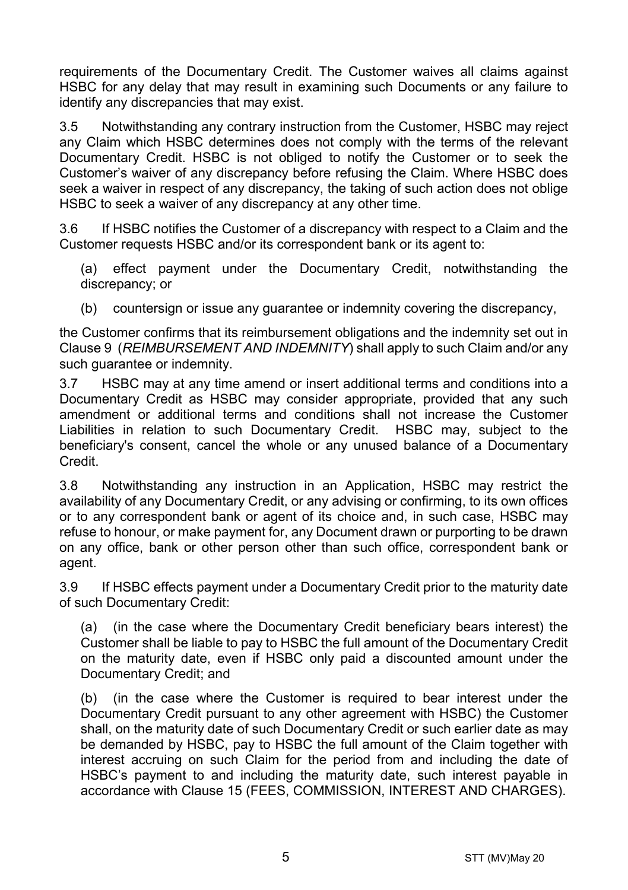requirements of the Documentary Credit. The Customer waives all claims against HSBC for any delay that may result in examining such Documents or any failure to identify any discrepancies that may exist.

3.5 Notwithstanding any contrary instruction from the Customer, HSBC may reject any Claim which HSBC determines does not comply with the terms of the relevant Documentary Credit. HSBC is not obliged to notify the Customer or to seek the Customer's waiver of any discrepancy before refusing the Claim. Where HSBC does seek a waiver in respect of any discrepancy, the taking of such action does not oblige HSBC to seek a waiver of any discrepancy at any other time.

3.6 If HSBC notifies the Customer of a discrepancy with respect to a Claim and the Customer requests HSBC and/or its correspondent bank or its agent to:

(a) effect payment under the Documentary Credit, notwithstanding the discrepancy; or

(b) countersign or issue any guarantee or indemnity covering the discrepancy,

the Customer confirms that its reimbursement obligations and the indemnity set out in Clause 9 (*REIMBURSEMENT AND INDEMNITY*) shall apply to such Claim and/or any such guarantee or indemnity.

3.7 HSBC may at any time amend or insert additional terms and conditions into a Documentary Credit as HSBC may consider appropriate, provided that any such amendment or additional terms and conditions shall not increase the Customer Liabilities in relation to such Documentary Credit. HSBC may, subject to the beneficiary's consent, cancel the whole or any unused balance of a Documentary Credit.

3.8 Notwithstanding any instruction in an Application, HSBC may restrict the availability of any Documentary Credit, or any advising or confirming, to its own offices or to any correspondent bank or agent of its choice and, in such case, HSBC may refuse to honour, or make payment for, any Document drawn or purporting to be drawn on any office, bank or other person other than such office, correspondent bank or agent.

3.9 If HSBC effects payment under a Documentary Credit prior to the maturity date of such Documentary Credit:

(a) (in the case where the Documentary Credit beneficiary bears interest) the Customer shall be liable to pay to HSBC the full amount of the Documentary Credit on the maturity date, even if HSBC only paid a discounted amount under the Documentary Credit; and

(b) (in the case where the Customer is required to bear interest under the Documentary Credit pursuant to any other agreement with HSBC) the Customer shall, on the maturity date of such Documentary Credit or such earlier date as may be demanded by HSBC, pay to HSBC the full amount of the Claim together with interest accruing on such Claim for the period from and including the date of HSBC's payment to and including the maturity date, such interest payable in accordance with Clause 15 (FEES, COMMISSION, INTEREST AND CHARGES).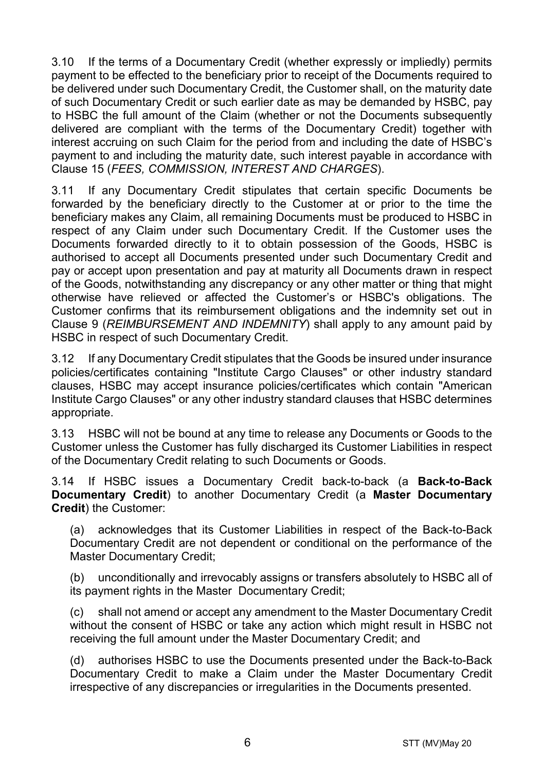3.10 If the terms of a Documentary Credit (whether expressly or impliedly) permits payment to be effected to the beneficiary prior to receipt of the Documents required to be delivered under such Documentary Credit, the Customer shall, on the maturity date of such Documentary Credit or such earlier date as may be demanded by HSBC, pay to HSBC the full amount of the Claim (whether or not the Documents subsequently delivered are compliant with the terms of the Documentary Credit) together with interest accruing on such Claim for the period from and including the date of HSBC's payment to and including the maturity date, such interest payable in accordance with Clause 15 (*FEES, COMMISSION, INTEREST AND CHARGES*).

3.11 If any Documentary Credit stipulates that certain specific Documents be forwarded by the beneficiary directly to the Customer at or prior to the time the beneficiary makes any Claim, all remaining Documents must be produced to HSBC in respect of any Claim under such Documentary Credit. If the Customer uses the Documents forwarded directly to it to obtain possession of the Goods, HSBC is authorised to accept all Documents presented under such Documentary Credit and pay or accept upon presentation and pay at maturity all Documents drawn in respect of the Goods, notwithstanding any discrepancy or any other matter or thing that might otherwise have relieved or affected the Customer's or HSBC's obligations. The Customer confirms that its reimbursement obligations and the indemnity set out in Clause 9 (*REIMBURSEMENT AND INDEMNITY*) shall apply to any amount paid by HSBC in respect of such Documentary Credit.

3.12 If any Documentary Credit stipulates that the Goods be insured under insurance policies/certificates containing "Institute Cargo Clauses" or other industry standard clauses, HSBC may accept insurance policies/certificates which contain "American Institute Cargo Clauses" or any other industry standard clauses that HSBC determines appropriate.

3.13 HSBC will not be bound at any time to release any Documents or Goods to the Customer unless the Customer has fully discharged its Customer Liabilities in respect of the Documentary Credit relating to such Documents or Goods.

3.14 If HSBC issues a Documentary Credit back-to-back (a **Back-to-Back Documentary Credit**) to another Documentary Credit (a **Master Documentary Credit**) the Customer:

(a) acknowledges that its Customer Liabilities in respect of the Back-to-Back Documentary Credit are not dependent or conditional on the performance of the Master Documentary Credit;

(b) unconditionally and irrevocably assigns or transfers absolutely to HSBC all of its payment rights in the Master Documentary Credit;

(c) shall not amend or accept any amendment to the Master Documentary Credit without the consent of HSBC or take any action which might result in HSBC not receiving the full amount under the Master Documentary Credit; and

(d) authorises HSBC to use the Documents presented under the Back-to-Back Documentary Credit to make a Claim under the Master Documentary Credit irrespective of any discrepancies or irregularities in the Documents presented.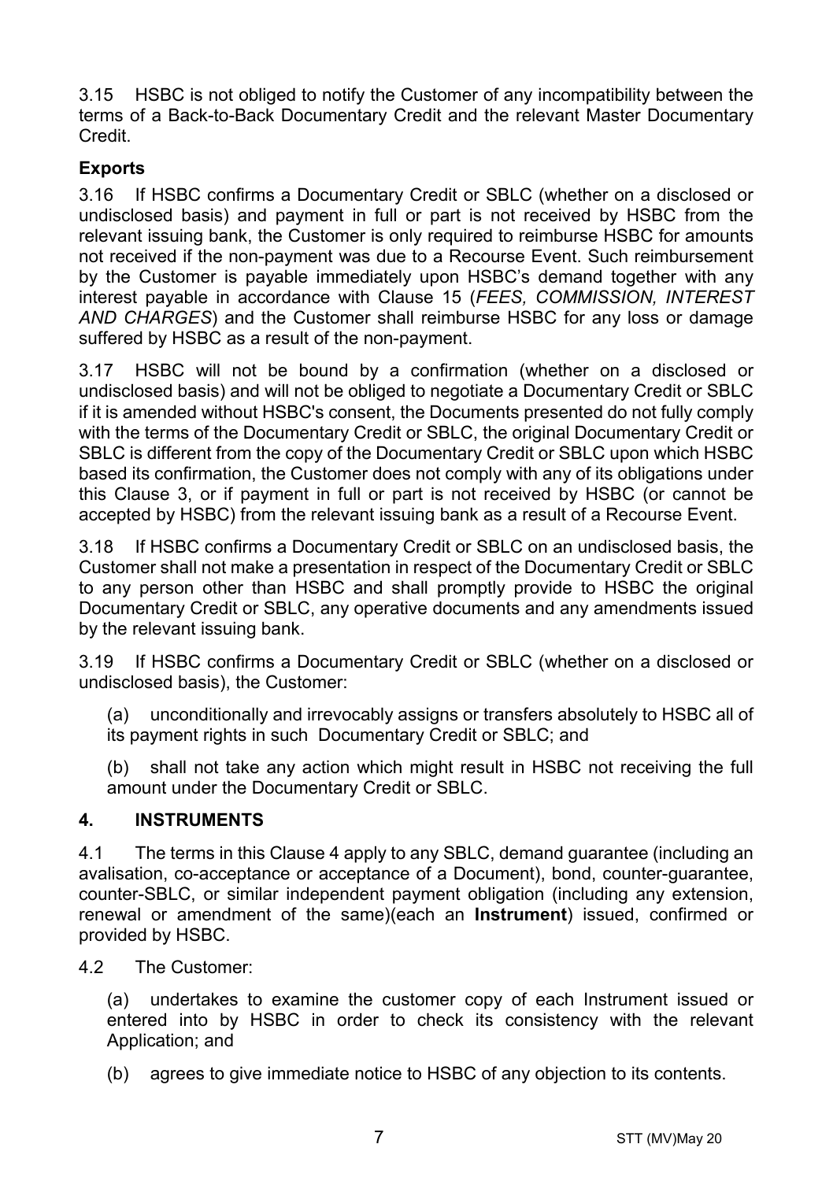3.15 HSBC is not obliged to notify the Customer of any incompatibility between the terms of a Back-to-Back Documentary Credit and the relevant Master Documentary Credit.

**Exports**

3.16 If HSBC confirms a Documentary Credit or SBLC (whether on a disclosed or undisclosed basis) and payment in full or part is not received by HSBC from the relevant issuing bank, the Customer is only required to reimburse HSBC for amounts not received if the non-payment was due to a Recourse Event. Such reimbursement by the Customer is payable immediately upon HSBC's demand together with any interest payable in accordance with Clause 15 (*FEES, COMMISSION, INTEREST AND CHARGES*) and the Customer shall reimburse HSBC for any loss or damage suffered by HSBC as a result of the non-payment.

3.17 HSBC will not be bound by a confirmation (whether on a disclosed or undisclosed basis) and will not be obliged to negotiate a Documentary Credit or SBLC if it is amended without HSBC's consent, the Documents presented do not fully comply with the terms of the Documentary Credit or SBLC, the original Documentary Credit or SBLC is different from the copy of the Documentary Credit or SBLC upon which HSBC based its confirmation, the Customer does not comply with any of its obligations under this Clause 3, or if payment in full or part is not received by HSBC (or cannot be accepted by HSBC) from the relevant issuing bank as a result of a Recourse Event.

3.18 If HSBC confirms a Documentary Credit or SBLC on an undisclosed basis, the Customer shall not make a presentation in respect of the Documentary Credit or SBLC to any person other than HSBC and shall promptly provide to HSBC the original Documentary Credit or SBLC, any operative documents and any amendments issued by the relevant issuing bank.

3.19 If HSBC confirms a Documentary Credit or SBLC (whether on a disclosed or undisclosed basis), the Customer:

(a) unconditionally and irrevocably assigns or transfers absolutely to HSBC all of its payment rights in such Documentary Credit or SBLC; and

(b) shall not take any action which might result in HSBC not receiving the full amount under the Documentary Credit or SBLC.

## 4. INSTRUMENTS

4.1 The terms in this Clause 4 apply to any SBLC, demand guarantee (including an avalisation, co-acceptance or acceptance of a Document), bond, counter-guarantee, counter-SBLC, or similar independent payment obligation (including any extension, renewal or amendment of the same)(each an **Instrument**) issued, confirmed or provided by HSBC.

4.2 The Customer:

(a) undertakes to examine the customer copy of each Instrument issued or entered into by HSBC in order to check its consistency with the relevant Application; and

(b) agrees to give immediate notice to HSBC of any objection to its contents.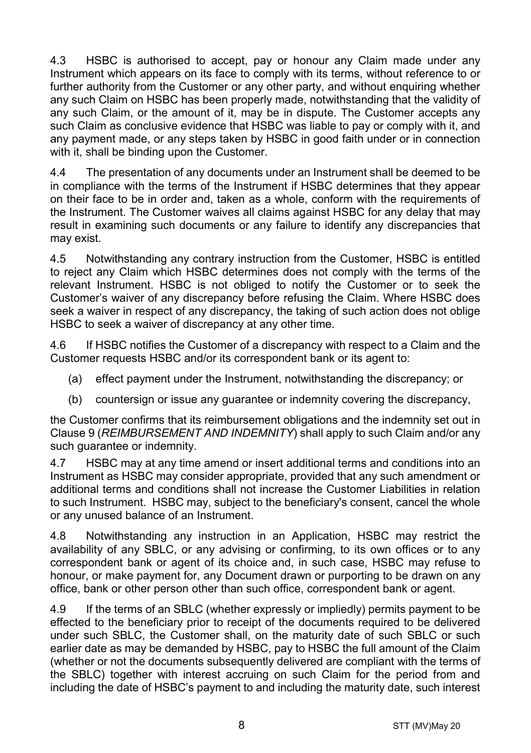4.3 HSBC is authorised to accept, pay or honour any Claim made under any Instrument which appears on its face to comply with its terms, without reference to or further authority from the Customer or any other party, and without enquiring whether any such Claim on HSBC has been properly made, notwithstanding that the validity of any such Claim, or the amount of it, may be in dispute. The Customer accepts any such Claim as conclusive evidence that HSBC was liable to pay or comply with it, and any payment made, or any steps taken by HSBC in good faith under or in connection with it, shall be binding upon the Customer.

4.4 The presentation of any documents under an Instrument shall be deemed to be in compliance with the terms of the Instrument if HSBC determines that they appear on their face to be in order and, taken as a whole, conform with the requirements of the Instrument. The Customer waives all claims against HSBC for any delay that may result in examining such documents or any failure to identify any discrepancies that may exist.

4.5 Notwithstanding any contrary instruction from the Customer, HSBC is entitled to reject any Claim which HSBC determines does not comply with the terms of the relevant Instrument. HSBC is not obliged to notify the Customer or to seek the Customer's waiver of any discrepancy before refusing the Claim. Where HSBC does seek a waiver in respect of any discrepancy, the taking of such action does not oblige HSBC to seek a waiver of discrepancy at any other time.

4.6 If HSBC notifies the Customer of a discrepancy with respect to a Claim and the Customer requests HSBC and/or its correspondent bank or its agent to:

(a) effect payment under the Instrument, notwithstanding the discrepancy; or

(b) countersign or issue any guarantee or indemnity covering the discrepancy,

the Customer confirms that its reimbursement obligations and the indemnity set out in Clause 9 (*REIMBURSEMENT AND INDEMNITY*) shall apply to such Claim and/or any such guarantee or indemnity.

4.7 HSBC may at any time amend or insert additional terms and conditions into an Instrument as HSBC may consider appropriate, provided that any such amendment or additional terms and conditions shall not increase the Customer Liabilities in relation to such Instrument. HSBC may, subject to the beneficiary's consent, cancel the whole or any unused balance of an Instrument.

4.8 Notwithstanding any instruction in an Application, HSBC may restrict the availability of any SBLC, or any advising or confirming, to its own offices or to any correspondent bank or agent of its choice and, in such case, HSBC may refuse to honour, or make payment for, any Document drawn or purporting to be drawn on any office, bank or other person other than such office, correspondent bank or agent.

4.9 If the terms of an SBLC (whether expressly or impliedly) permits payment to be effected to the beneficiary prior to receipt of the documents required to be delivered under such SBLC, the Customer shall, on the maturity date of such SBLC or such earlier date as may be demanded by HSBC, pay to HSBC the full amount of the Claim (whether or not the documents subsequently delivered are compliant with the terms of the SBLC) together with interest accruing on such Claim for the period from and including the date of HSBC's payment to and including the maturity date, such interest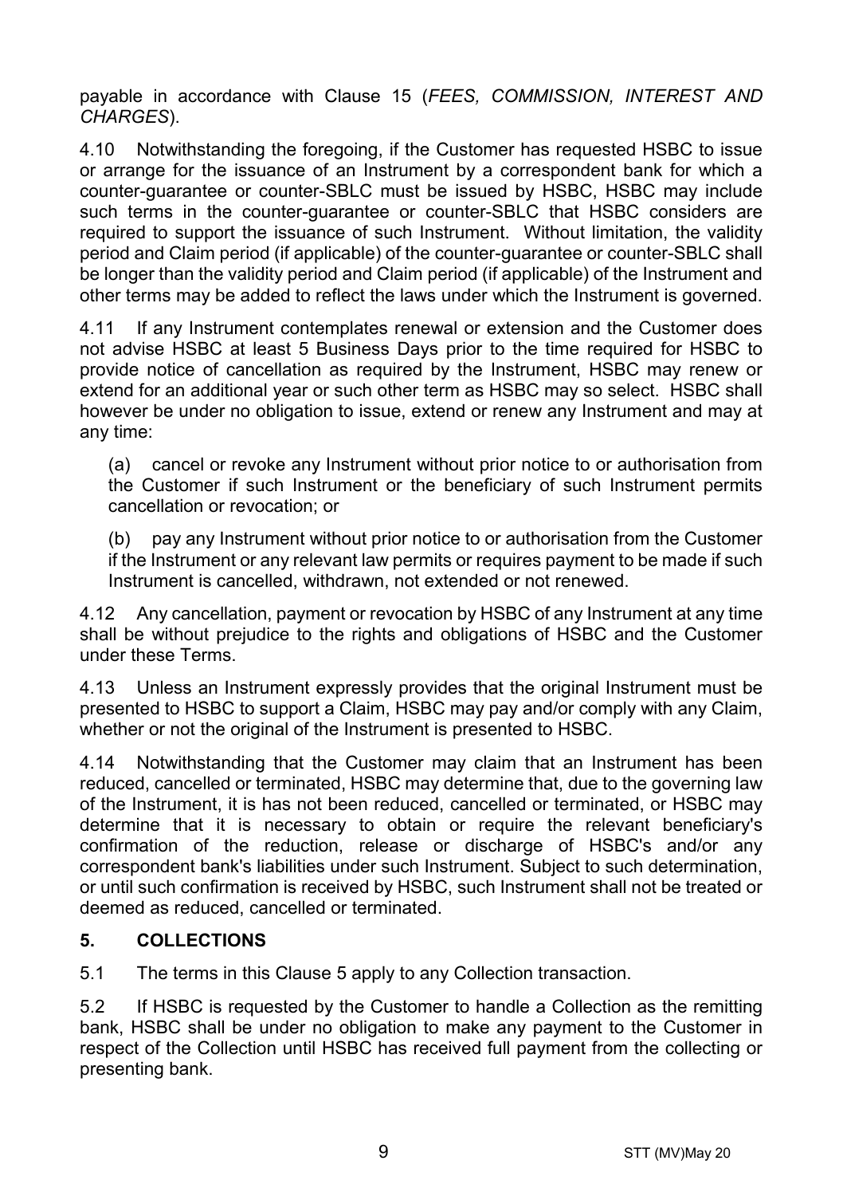payable in accordance with Clause 15 (*FEES, COMMISSION, INTEREST AND CHARGES*).

4.10 Notwithstanding the foregoing, if the Customer has requested HSBC to issue or arrange for the issuance of an Instrument by a correspondent bank for which a counter-guarantee or counter-SBLC must be issued by HSBC, HSBC may include such terms in the counter-guarantee or counter-SBLC that HSBC considers are required to support the issuance of such Instrument. Without limitation, the validity period and Claim period (if applicable) of the counter-guarantee or counter-SBLC shall be longer than the validity period and Claim period (if applicable) of the Instrument and other terms may be added to reflect the laws under which the Instrument is governed.

4.11 If any Instrument contemplates renewal or extension and the Customer does not advise HSBC at least 5 Business Days prior to the time required for HSBC to provide notice of cancellation as required by the Instrument, HSBC may renew or extend for an additional year or such other term as HSBC may so select. HSBC shall however be under no obligation to issue, extend or renew any Instrument and may at any time:

(a) cancel or revoke any Instrument without prior notice to or authorisation from the Customer if such Instrument or the beneficiary of such Instrument permits cancellation or revocation; or

(b) pay any Instrument without prior notice to or authorisation from the Customer if the Instrument or any relevant law permits or requires payment to be made if such Instrument is cancelled, withdrawn, not extended or not renewed.

4.12 Any cancellation, payment or revocation by HSBC of any Instrument at any time shall be without prejudice to the rights and obligations of HSBC and the Customer under these Terms.

4.13 Unless an Instrument expressly provides that the original Instrument must be presented to HSBC to support a Claim, HSBC may pay and/or comply with any Claim, whether or not the original of the Instrument is presented to HSBC.

4.14 Notwithstanding that the Customer may claim that an Instrument has been reduced, cancelled or terminated, HSBC may determine that, due to the governing law of the Instrument, it is has not been reduced, cancelled or terminated, or HSBC may determine that it is necessary to obtain or require the relevant beneficiary's confirmation of the reduction, release or discharge of HSBC's and/or any correspondent bank's liabilities under such Instrument. Subject to such determination, or until such confirmation is received by HSBC, such Instrument shall not be treated or deemed as reduced, cancelled or terminated.

## 5. COLLECTIONS

5.1 The terms in this Clause 5 apply to any Collection transaction.

5.2 If HSBC is requested by the Customer to handle a Collection as the remitting bank, HSBC shall be under no obligation to make any payment to the Customer in respect of the Collection until HSBC has received full payment from the collecting or presenting bank.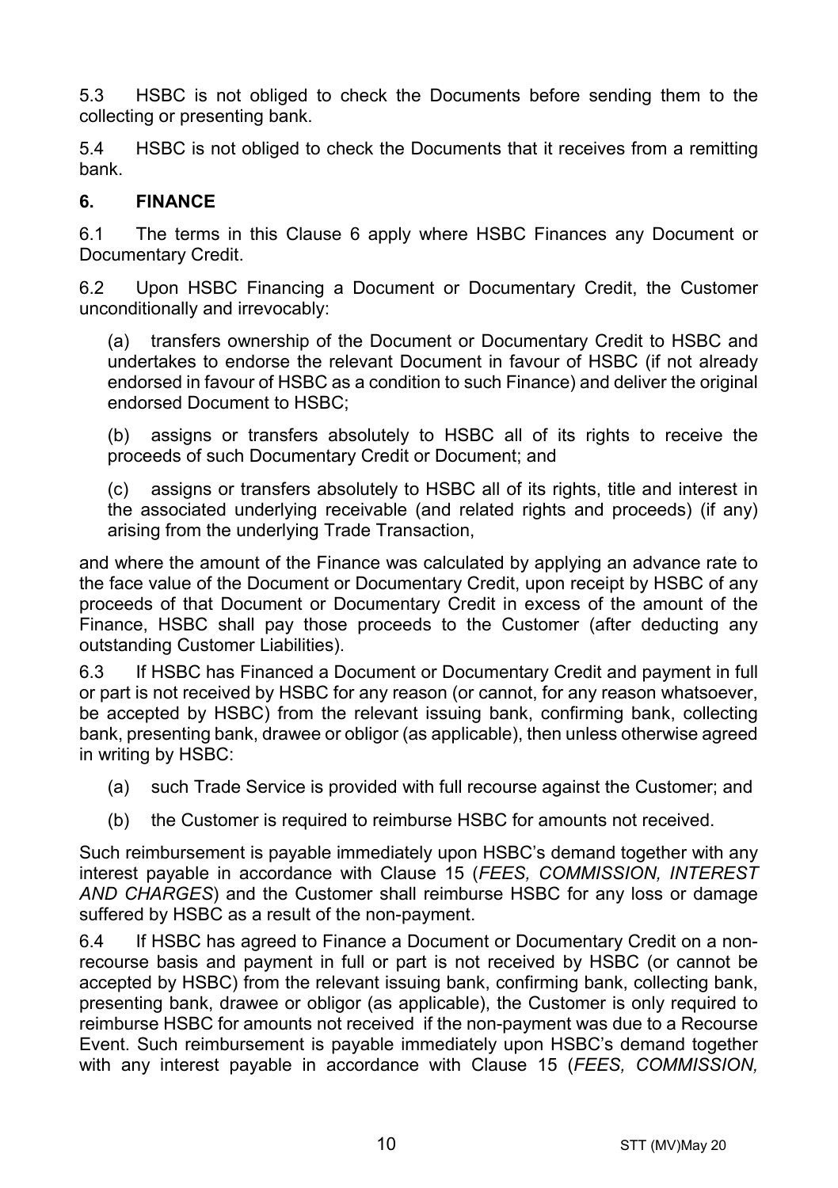5.3 HSBC is not obliged to check the Documents before sending them to the collecting or presenting bank.

5.4 HSBC is not obliged to check the Documents that it receives from a remitting bank.

## 6. FINANCE

6.1 The terms in this Clause 6 apply where HSBC Finances any Document or Documentary Credit.

6.2 Upon HSBC Financing a Document or Documentary Credit, the Customer unconditionally and irrevocably:

(a) transfers ownership of the Document or Documentary Credit to HSBC and undertakes to endorse the relevant Document in favour of HSBC (if not already endorsed in favour of HSBC as a condition to such Finance) and deliver the original endorsed Document to HSBC;

(b) assigns or transfers absolutely to HSBC all of its rights to receive the proceeds of such Documentary Credit or Document; and

(c) assigns or transfers absolutely to HSBC all of its rights, title and interest in the associated underlying receivable (and related rights and proceeds) (if any) arising from the underlying Trade Transaction,

and where the amount of the Finance was calculated by applying an advance rate to the face value of the Document or Documentary Credit, upon receipt by HSBC of any proceeds of that Document or Documentary Credit in excess of the amount of the Finance, HSBC shall pay those proceeds to the Customer (after deducting any outstanding Customer Liabilities).

6.3 If HSBC has Financed a Document or Documentary Credit and payment in full or part is not received by HSBC for any reason (or cannot, for any reason whatsoever, be accepted by HSBC) from the relevant issuing bank, confirming bank, collecting bank, presenting bank, drawee or obligor (as applicable), then unless otherwise agreed in writing by HSBC:

(a) such Trade Service is provided with full recourse against the Customer; and

(b) the Customer is required to reimburse HSBC for amounts not received.

Such reimbursement is payable immediately upon HSBC's demand together with any interest payable in accordance with Clause 15 (*FEES, COMMISSION, INTEREST AND CHARGES*) and the Customer shall reimburse HSBC for any loss or damage suffered by HSBC as a result of the non-payment.

6.4 If HSBC has agreed to Finance a Document or Documentary Credit on a non-recourse basis and payment in full or part is not received by HSBC (or cannot be accepted by HSBC) from the relevant issuing bank, confirming bank, collecting bank, presenting bank, drawee or obligor (as applicable), the Customer is only required to reimburse HSBC for amounts not received if the non-payment was due to a Recourse Event. Such reimbursement is payable immediately upon HSBC's demand together with any interest payable in accordance with Clause 15 (*FEES, COMMISSION,*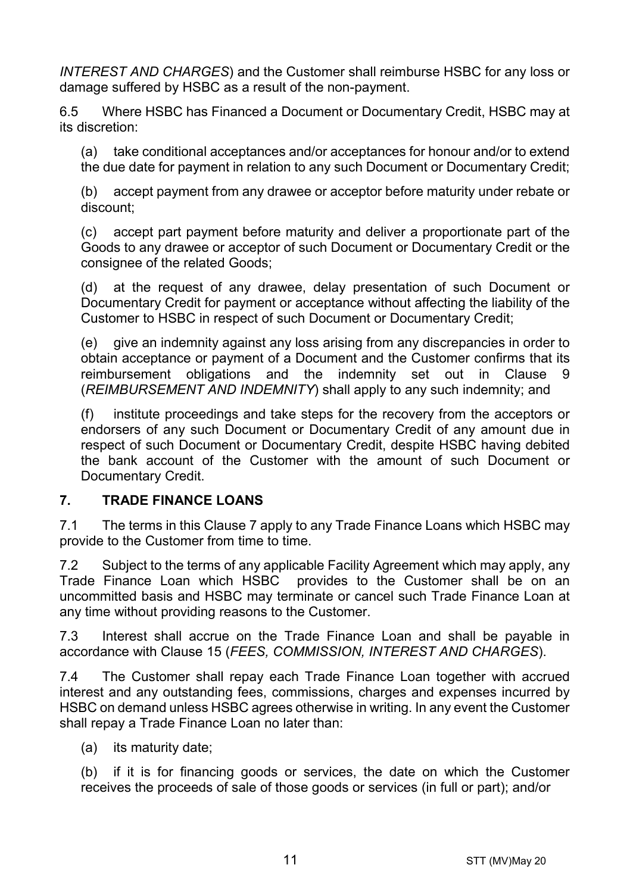*INTEREST AND CHARGES*) and the Customer shall reimburse HSBC for any loss or damage suffered by HSBC as a result of the non-payment.

6.5 Where HSBC has Financed a Document or Documentary Credit, HSBC may at its discretion:

(a) take conditional acceptances and/or acceptances for honour and/or to extend the due date for payment in relation to any such Document or Documentary Credit;

(b) accept payment from any drawee or acceptor before maturity under rebate or discount;

(c) accept part payment before maturity and deliver a proportionate part of the Goods to any drawee or acceptor of such Document or Documentary Credit or the consignee of the related Goods;

(d) at the request of any drawee, delay presentation of such Document or Documentary Credit for payment or acceptance without affecting the liability of the Customer to HSBC in respect of such Document or Documentary Credit;

(e) give an indemnity against any loss arising from any discrepancies in order to obtain acceptance or payment of a Document and the Customer confirms that its reimbursement obligations and the indemnity set out in Clause 9 (*REIMBURSEMENT AND INDEMNITY*) shall apply to any such indemnity; and

(f) institute proceedings and take steps for the recovery from the acceptors or endorsers of any such Document or Documentary Credit of any amount due in respect of such Document or Documentary Credit, despite HSBC having debited the bank account of the Customer with the amount of such Document or Documentary Credit.

## 7. TRADE FINANCE LOANS

7.1 The terms in this Clause 7 apply to any Trade Finance Loans which HSBC may provide to the Customer from time to time.

7.2 Subject to the terms of any applicable Facility Agreement which may apply, any Trade Finance Loan which HSBC provides to the Customer shall be on an uncommitted basis and HSBC may terminate or cancel such Trade Finance Loan at any time without providing reasons to the Customer.

7.3 Interest shall accrue on the Trade Finance Loan and shall be payable in accordance with Clause 15 (*FEES, COMMISSION, INTEREST AND CHARGES*).

7.4 The Customer shall repay each Trade Finance Loan together with accrued interest and any outstanding fees, commissions, charges and expenses incurred by HSBC on demand unless HSBC agrees otherwise in writing. In any event the Customer shall repay a Trade Finance Loan no later than:

(a) its maturity date;

(b) if it is for financing goods or services, the date on which the Customer receives the proceeds of sale of those goods or services (in full or part); and/or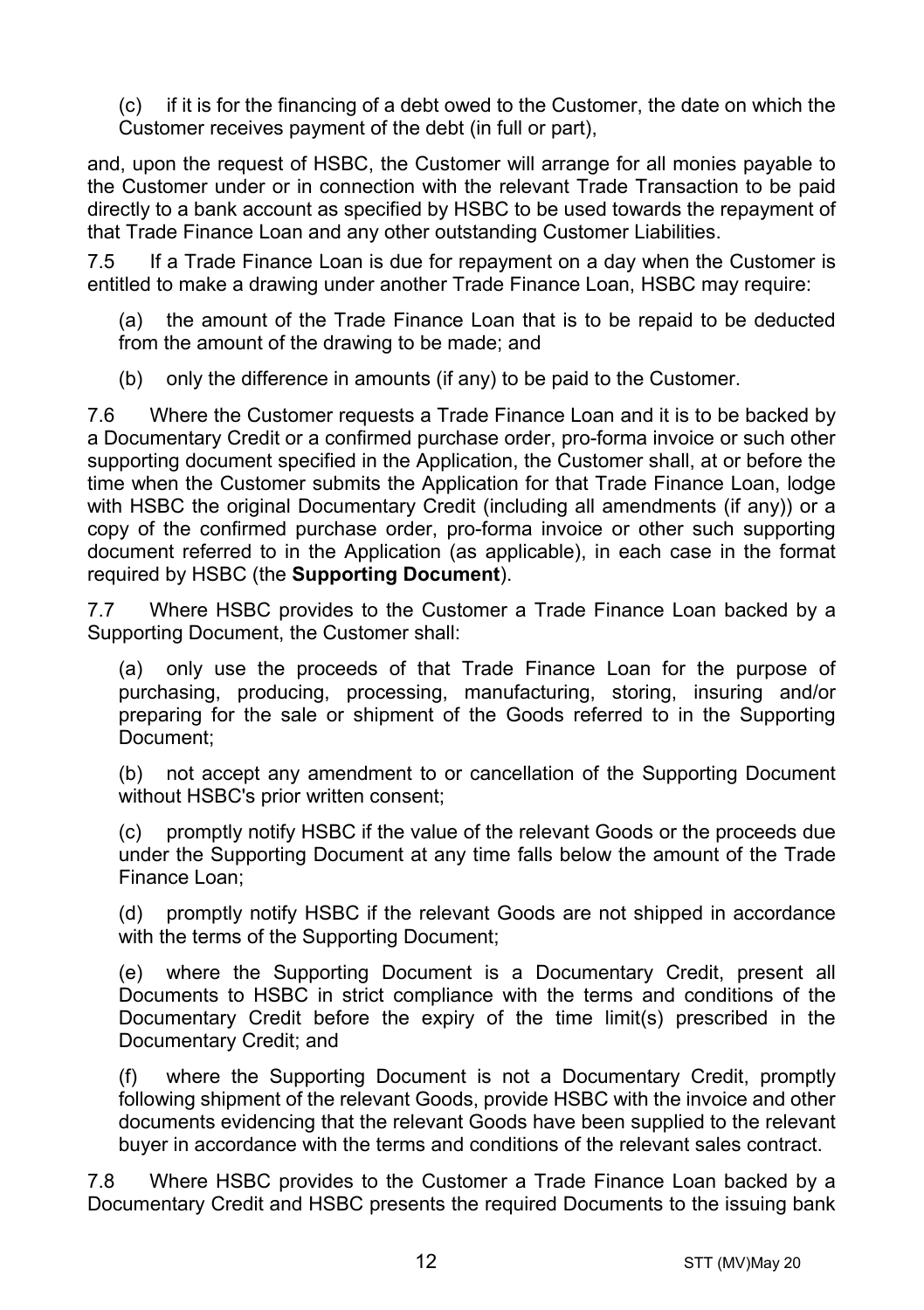(c) if it is for the financing of a debt owed to the Customer, the date on which the Customer receives payment of the debt (in full or part),

and, upon the request of HSBC, the Customer will arrange for all monies payable to the Customer under or in connection with the relevant Trade Transaction to be paid directly to a bank account as specified by HSBC to be used towards the repayment of that Trade Finance Loan and any other outstanding Customer Liabilities.

7.5 If a Trade Finance Loan is due for repayment on a day when the Customer is entitled to make a drawing under another Trade Finance Loan, HSBC may require:

(a) the amount of the Trade Finance Loan that is to be repaid to be deducted from the amount of the drawing to be made; and

(b) only the difference in amounts (if any) to be paid to the Customer.

7.6 Where the Customer requests a Trade Finance Loan and it is to be backed by a Documentary Credit or a confirmed purchase order, pro-forma invoice or such other supporting document specified in the Application, the Customer shall, at or before the time when the Customer submits the Application for that Trade Finance Loan, lodge with HSBC the original Documentary Credit (including all amendments (if any)) or a copy of the confirmed purchase order, pro-forma invoice or other such supporting document referred to in the Application (as applicable), in each case in the format required by HSBC (the **Supporting Document**).

7.7 Where HSBC provides to the Customer a Trade Finance Loan backed by a Supporting Document, the Customer shall:

(a) only use the proceeds of that Trade Finance Loan for the purpose of purchasing, producing, processing, manufacturing, storing, insuring and/or preparing for the sale or shipment of the Goods referred to in the Supporting Document;

(b) not accept any amendment to or cancellation of the Supporting Document without HSBC's prior written consent;

(c) promptly notify HSBC if the value of the relevant Goods or the proceeds due under the Supporting Document at any time falls below the amount of the Trade Finance Loan;

(d) promptly notify HSBC if the relevant Goods are not shipped in accordance with the terms of the Supporting Document;

(e) where the Supporting Document is a Documentary Credit, present all Documents to HSBC in strict compliance with the terms and conditions of the Documentary Credit before the expiry of the time limit(s) prescribed in the Documentary Credit; and

(f) where the Supporting Document is not a Documentary Credit, promptly following shipment of the relevant Goods, provide HSBC with the invoice and other documents evidencing that the relevant Goods have been supplied to the relevant buyer in accordance with the terms and conditions of the relevant sales contract.

7.8 Where HSBC provides to the Customer a Trade Finance Loan backed by a Documentary Credit and HSBC presents the required Documents to the issuing bank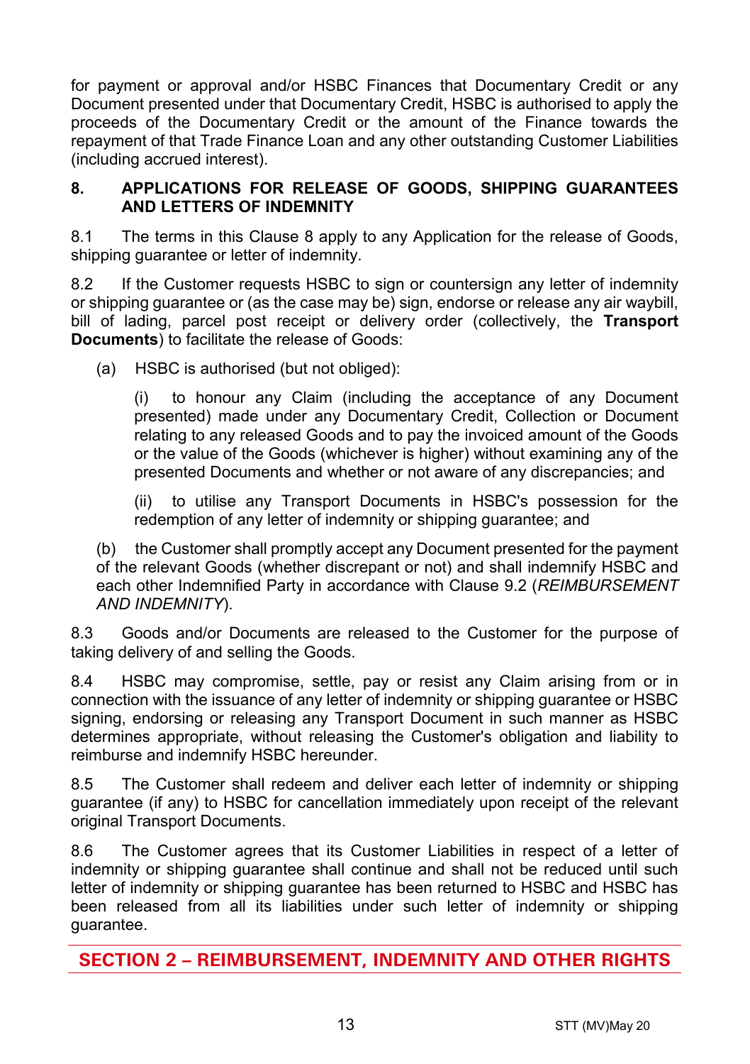for payment or approval and/or HSBC Finances that Documentary Credit or any Document presented under that Documentary Credit, HSBC is authorised to apply the proceeds of the Documentary Credit or the amount of the Finance towards the repayment of that Trade Finance Loan and any other outstanding Customer Liabilities (including accrued interest).

## 8. APPLICATIONS FOR RELEASE OF GOODS, SHIPPING GUARANTEES AND LETTERS OF INDEMNITY

8.1 The terms in this Clause 8 apply to any Application for the release of Goods, shipping guarantee or letter of indemnity.

8.2 If the Customer requests HSBC to sign or countersign any letter of indemnity or shipping guarantee or (as the case may be) sign, endorse or release any air waybill, bill of lading, parcel post receipt or delivery order (collectively, the **Transport Documents**) to facilitate the release of Goods:

(a) HSBC is authorised (but not obliged):

(i) to honour any Claim (including the acceptance of any Document presented) made under any Documentary Credit, Collection or Document relating to any released Goods and to pay the invoiced amount of the Goods or the value of the Goods (whichever is higher) without examining any of the presented Documents and whether or not aware of any discrepancies; and

(ii) to utilise any Transport Documents in HSBC's possession for the redemption of any letter of indemnity or shipping guarantee; and

(b) the Customer shall promptly accept any Document presented for the payment of the relevant Goods (whether discrepant or not) and shall indemnify HSBC and each other Indemnified Party in accordance with Clause 9.2 (*REIMBURSEMENT AND INDEMNITY*).

8.3 Goods and/or Documents are released to the Customer for the purpose of taking delivery of and selling the Goods.

8.4 HSBC may compromise, settle, pay or resist any Claim arising from or in connection with the issuance of any letter of indemnity or shipping guarantee or HSBC signing, endorsing or releasing any Transport Document in such manner as HSBC determines appropriate, without releasing the Customer's obligation and liability to reimburse and indemnify HSBC hereunder.

8.5 The Customer shall redeem and deliver each letter of indemnity or shipping guarantee (if any) to HSBC for cancellation immediately upon receipt of the relevant original Transport Documents.

8.6 The Customer agrees that its Customer Liabilities in respect of a letter of indemnity or shipping guarantee shall continue and shall not be reduced until such letter of indemnity or shipping guarantee has been returned to HSBC and HSBC has been released from all its liabilities under such letter of indemnity or shipping guarantee.

# SECTION 2 – REIMBURSEMENT, INDEMNITY AND OTHER RIGHTS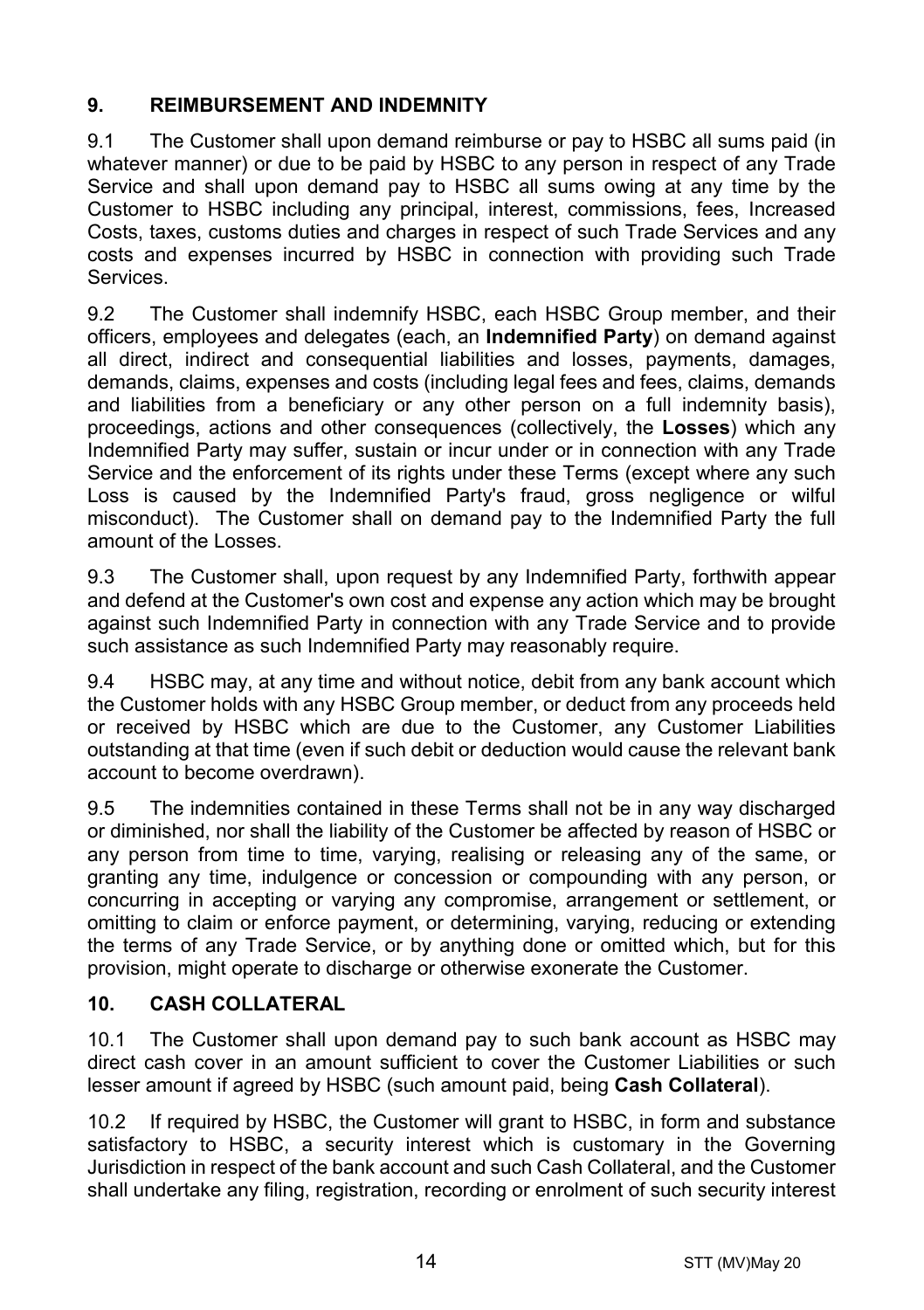## 9. REIMBURSEMENT AND INDEMNITY

9.1 The Customer shall upon demand reimburse or pay to HSBC all sums paid (in whatever manner) or due to be paid by HSBC to any person in respect of any Trade Service and shall upon demand pay to HSBC all sums owing at any time by the Customer to HSBC including any principal, interest, commissions, fees, Increased Costs, taxes, customs duties and charges in respect of such Trade Services and any costs and expenses incurred by HSBC in connection with providing such Trade Services.

9.2 The Customer shall indemnify HSBC, each HSBC Group member, and their officers, employees and delegates (each, an **Indemnified Party**) on demand against all direct, indirect and consequential liabilities and losses, payments, damages, demands, claims, expenses and costs (including legal fees and fees, claims, demands and liabilities from a beneficiary or any other person on a full indemnity basis), proceedings, actions and other consequences (collectively, the **Losses**) which any Indemnified Party may suffer, sustain or incur under or in connection with any Trade Service and the enforcement of its rights under these Terms (except where any such Loss is caused by the Indemnified Party's fraud, gross negligence or wilful misconduct). The Customer shall on demand pay to the Indemnified Party the full amount of the Losses.

9.3 The Customer shall, upon request by any Indemnified Party, forthwith appear and defend at the Customer's own cost and expense any action which may be brought against such Indemnified Party in connection with any Trade Service and to provide such assistance as such Indemnified Party may reasonably require.

9.4 HSBC may, at any time and without notice, debit from any bank account which the Customer holds with any HSBC Group member, or deduct from any proceeds held or received by HSBC which are due to the Customer, any Customer Liabilities outstanding at that time (even if such debit or deduction would cause the relevant bank account to become overdrawn).

9.5 The indemnities contained in these Terms shall not be in any way discharged or diminished, nor shall the liability of the Customer be affected by reason of HSBC or any person from time to time, varying, realising or releasing any of the same, or granting any time, indulgence or concession or compounding with any person, or concurring in accepting or varying any compromise, arrangement or settlement, or omitting to claim or enforce payment, or determining, varying, reducing or extending the terms of any Trade Service, or by anything done or omitted which, but for this provision, might operate to discharge or otherwise exonerate the Customer.

## 10. CASH COLLATERAL

10.1 The Customer shall upon demand pay to such bank account as HSBC may direct cash cover in an amount sufficient to cover the Customer Liabilities or such lesser amount if agreed by HSBC (such amount paid, being **Cash Collateral**).

10.2 If required by HSBC, the Customer will grant to HSBC, in form and substance satisfactory to HSBC, a security interest which is customary in the Governing Jurisdiction in respect of the bank account and such Cash Collateral, and the Customer shall undertake any filing, registration, recording or enrolment of such security interest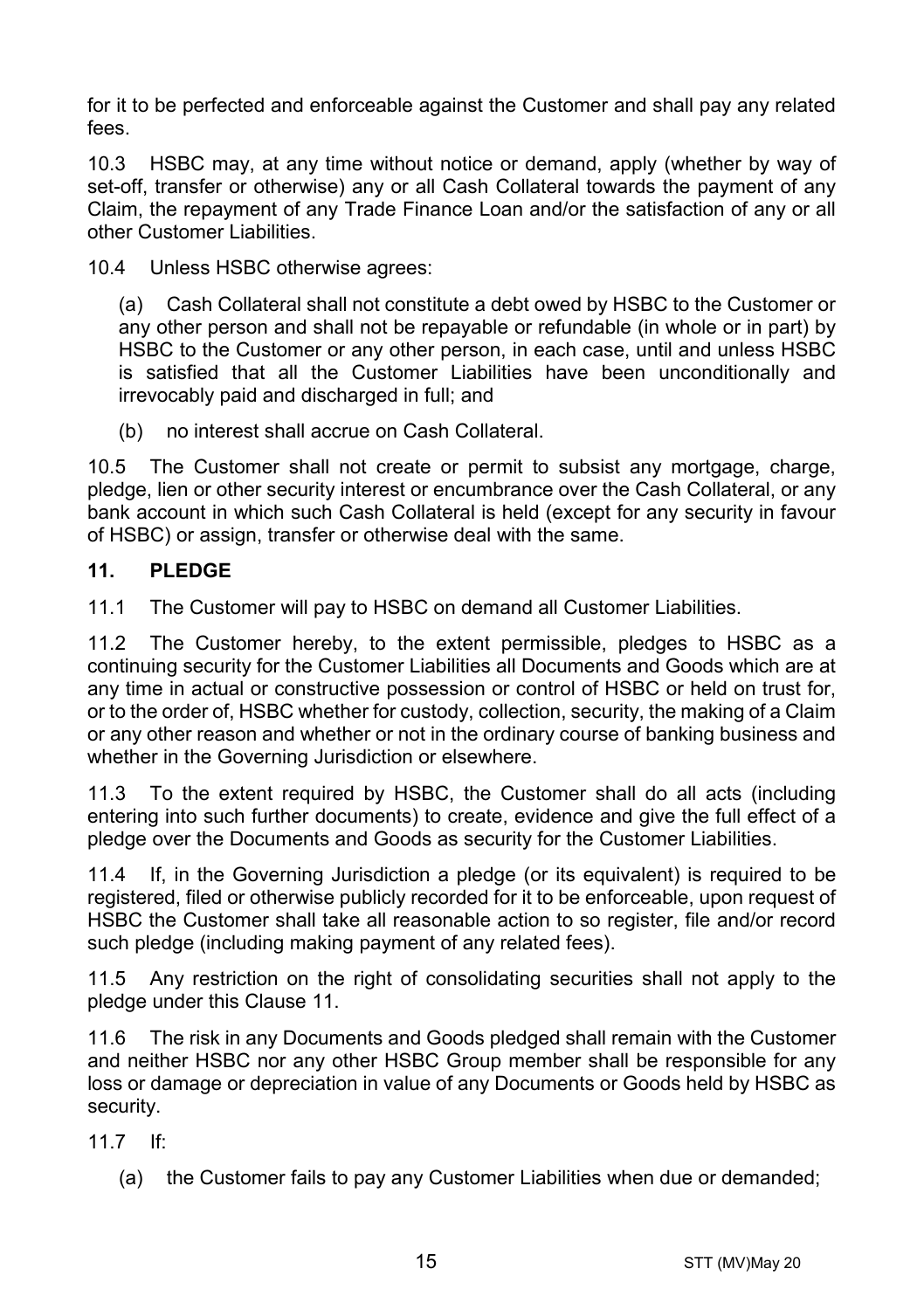for it to be perfected and enforceable against the Customer and shall pay any related fees.

10.3 HSBC may, at any time without notice or demand, apply (whether by way of set-off, transfer or otherwise) any or all Cash Collateral towards the payment of any Claim, the repayment of any Trade Finance Loan and/or the satisfaction of any or all other Customer Liabilities.

10.4 Unless HSBC otherwise agrees:

(a) Cash Collateral shall not constitute a debt owed by HSBC to the Customer or any other person and shall not be repayable or refundable (in whole or in part) by HSBC to the Customer or any other person, in each case, until and unless HSBC is satisfied that all the Customer Liabilities have been unconditionally and irrevocably paid and discharged in full; and

(b) no interest shall accrue on Cash Collateral.

10.5 The Customer shall not create or permit to subsist any mortgage, charge, pledge, lien or other security interest or encumbrance over the Cash Collateral, or any bank account in which such Cash Collateral is held (except for any security in favour of HSBC) or assign, transfer or otherwise deal with the same.

## 11. PLEDGE

11.1 The Customer will pay to HSBC on demand all Customer Liabilities.

11.2 The Customer hereby, to the extent permissible, pledges to HSBC as a continuing security for the Customer Liabilities all Documents and Goods which are at any time in actual or constructive possession or control of HSBC or held on trust for, or to the order of, HSBC whether for custody, collection, security, the making of a Claim or any other reason and whether or not in the ordinary course of banking business and whether in the Governing Jurisdiction or elsewhere.

11.3 To the extent required by HSBC, the Customer shall do all acts (including entering into such further documents) to create, evidence and give the full effect of a pledge over the Documents and Goods as security for the Customer Liabilities.

11.4 If, in the Governing Jurisdiction a pledge (or its equivalent) is required to be registered, filed or otherwise publicly recorded for it to be enforceable, upon request of HSBC the Customer shall take all reasonable action to so register, file and/or record such pledge (including making payment of any related fees).

11.5 Any restriction on the right of consolidating securities shall not apply to the pledge under this Clause 11.

11.6 The risk in any Documents and Goods pledged shall remain with the Customer and neither HSBC nor any other HSBC Group member shall be responsible for any loss or damage or depreciation in value of any Documents or Goods held by HSBC as security.

11.7 If:

(a) the Customer fails to pay any Customer Liabilities when due or demanded;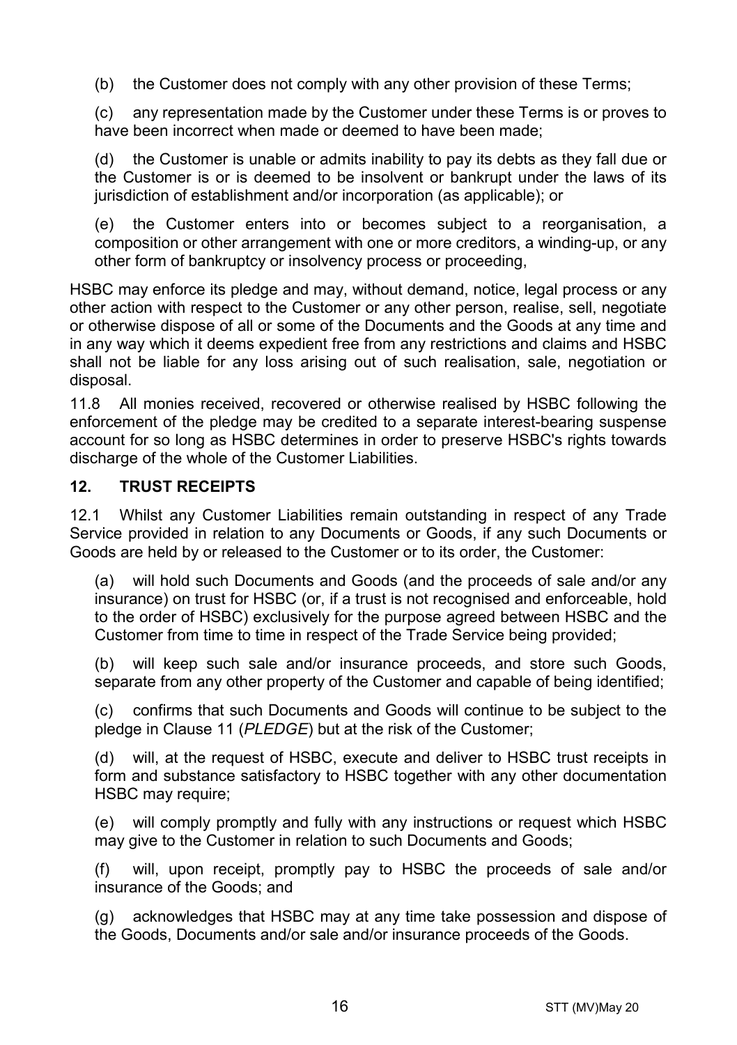(b) the Customer does not comply with any other provision of these Terms;

(c) any representation made by the Customer under these Terms is or proves to have been incorrect when made or deemed to have been made;

(d) the Customer is unable or admits inability to pay its debts as they fall due or the Customer is or is deemed to be insolvent or bankrupt under the laws of its jurisdiction of establishment and/or incorporation (as applicable); or

(e) the Customer enters into or becomes subject to a reorganisation, a composition or other arrangement with one or more creditors, a winding-up, or any other form of bankruptcy or insolvency process or proceeding,

HSBC may enforce its pledge and may, without demand, notice, legal process or any other action with respect to the Customer or any other person, realise, sell, negotiate or otherwise dispose of all or some of the Documents and the Goods at any time and in any way which it deems expedient free from any restrictions and claims and HSBC shall not be liable for any loss arising out of such realisation, sale, negotiation or disposal.

11.8 All monies received, recovered or otherwise realised by HSBC following the enforcement of the pledge may be credited to a separate interest-bearing suspense account for so long as HSBC determines in order to preserve HSBC's rights towards discharge of the whole of the Customer Liabilities.

## 12. TRUST RECEIPTS

12.1 Whilst any Customer Liabilities remain outstanding in respect of any Trade Service provided in relation to any Documents or Goods, if any such Documents or Goods are held by or released to the Customer or to its order, the Customer:

(a) will hold such Documents and Goods (and the proceeds of sale and/or any insurance) on trust for HSBC (or, if a trust is not recognised and enforceable, hold to the order of HSBC) exclusively for the purpose agreed between HSBC and the Customer from time to time in respect of the Trade Service being provided;

(b) will keep such sale and/or insurance proceeds, and store such Goods, separate from any other property of the Customer and capable of being identified;

(c) confirms that such Documents and Goods will continue to be subject to the pledge in Clause 11 (*PLEDGE*) but at the risk of the Customer;

(d) will, at the request of HSBC, execute and deliver to HSBC trust receipts in form and substance satisfactory to HSBC together with any other documentation HSBC may require;

(e) will comply promptly and fully with any instructions or request which HSBC may give to the Customer in relation to such Documents and Goods;

(f) will, upon receipt, promptly pay to HSBC the proceeds of sale and/or insurance of the Goods; and

(g) acknowledges that HSBC may at any time take possession and dispose of the Goods, Documents and/or sale and/or insurance proceeds of the Goods.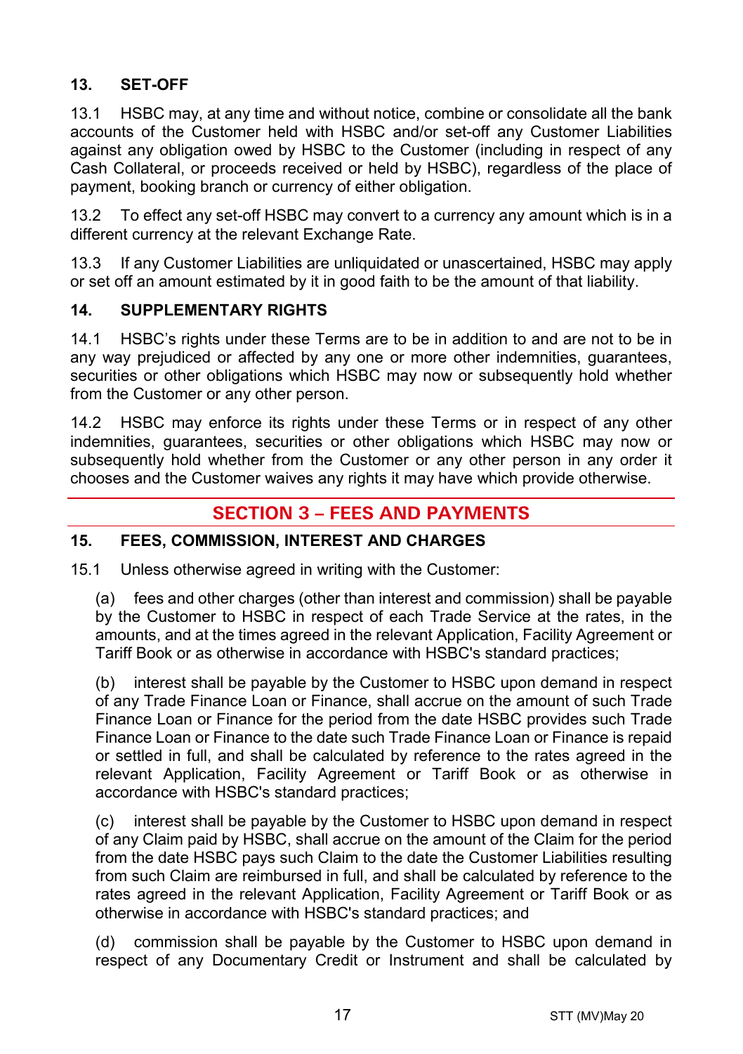### 13. SET-OFF

13.1 HSBC may, at any time and without notice, combine or consolidate all the bank accounts of the Customer held with HSBC and/or set-off any Customer Liabilities against any obligation owed by HSBC to the Customer (including in respect of any Cash Collateral, or proceeds received or held by HSBC), regardless of the place of payment, booking branch or currency of either obligation.

13.2 To effect any set-off HSBC may convert to a currency any amount which is in a different currency at the relevant Exchange Rate.

13.3 If any Customer Liabilities are unliquidated or unascertained, HSBC may apply or set off an amount estimated by it in good faith to be the amount of that liability.

### 14. SUPPLEMENTARY RIGHTS

14.1 HSBC's rights under these Terms are to be in addition to and are not to be in any way prejudiced or affected by any one or more other indemnities, guarantees, securities or other obligations which HSBC may now or subsequently hold whether from the Customer or any other person.

14.2 HSBC may enforce its rights under these Terms or in respect of any other indemnities, guarantees, securities or other obligations which HSBC may now or subsequently hold whether from the Customer or any other person in any order it chooses and the Customer waives any rights it may have which provide otherwise.

## SECTION 3 – FEES AND PAYMENTS

### 15. FEES, COMMISSION, INTEREST AND CHARGES

15.1 Unless otherwise agreed in writing with the Customer:

(a) fees and other charges (other than interest and commission) shall be payable by the Customer to HSBC in respect of each Trade Service at the rates, in the amounts, and at the times agreed in the relevant Application, Facility Agreement or Tariff Book or as otherwise in accordance with HSBC's standard practices;

(b) interest shall be payable by the Customer to HSBC upon demand in respect of any Trade Finance Loan or Finance, shall accrue on the amount of such Trade Finance Loan or Finance for the period from the date HSBC provides such Trade Finance Loan or Finance to the date such Trade Finance Loan or Finance is repaid or settled in full, and shall be calculated by reference to the rates agreed in the relevant Application, Facility Agreement or Tariff Book or as otherwise in accordance with HSBC's standard practices;

(c) interest shall be payable by the Customer to HSBC upon demand in respect of any Claim paid by HSBC, shall accrue on the amount of the Claim for the period from the date HSBC pays such Claim to the date the Customer Liabilities resulting from such Claim are reimbursed in full, and shall be calculated by reference to the rates agreed in the relevant Application, Facility Agreement or Tariff Book or as otherwise in accordance with HSBC's standard practices; and

(d) commission shall be payable by the Customer to HSBC upon demand in respect of any Documentary Credit or Instrument and shall be calculated by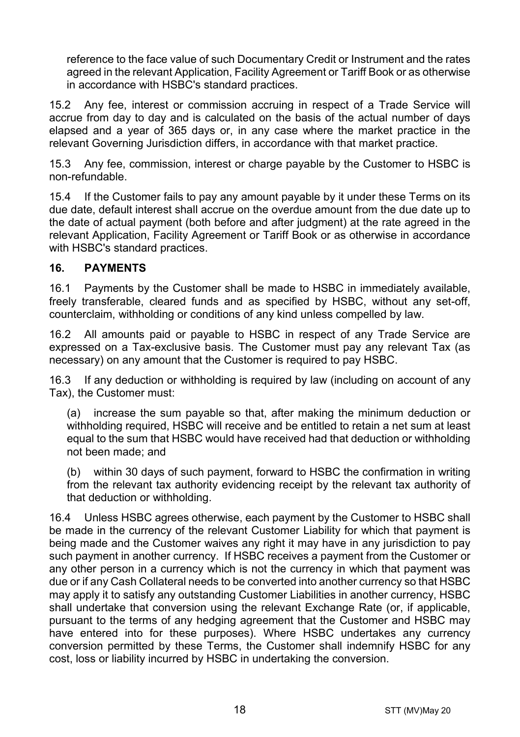reference to the face value of such Documentary Credit or Instrument and the rates agreed in the relevant Application, Facility Agreement or Tariff Book or as otherwise in accordance with HSBC's standard practices.

15.2 Any fee, interest or commission accruing in respect of a Trade Service will accrue from day to day and is calculated on the basis of the actual number of days elapsed and a year of 365 days or, in any case where the market practice in the relevant Governing Jurisdiction differs, in accordance with that market practice.

15.3 Any fee, commission, interest or charge payable by the Customer to HSBC is non-refundable.

15.4 If the Customer fails to pay any amount payable by it under these Terms on its due date, default interest shall accrue on the overdue amount from the due date up to the date of actual payment (both before and after judgment) at the rate agreed in the relevant Application, Facility Agreement or Tariff Book or as otherwise in accordance with HSBC's standard practices.

## 16. PAYMENTS

16.1 Payments by the Customer shall be made to HSBC in immediately available, freely transferable, cleared funds and as specified by HSBC, without any set-off, counterclaim, withholding or conditions of any kind unless compelled by law.

16.2 All amounts paid or payable to HSBC in respect of any Trade Service are expressed on a Tax-exclusive basis. The Customer must pay any relevant Tax (as necessary) on any amount that the Customer is required to pay HSBC.

16.3 If any deduction or withholding is required by law (including on account of any Tax), the Customer must:

(a) increase the sum payable so that, after making the minimum deduction or withholding required, HSBC will receive and be entitled to retain a net sum at least equal to the sum that HSBC would have received had that deduction or withholding not been made; and

(b) within 30 days of such payment, forward to HSBC the confirmation in writing from the relevant tax authority evidencing receipt by the relevant tax authority of that deduction or withholding.

16.4 Unless HSBC agrees otherwise, each payment by the Customer to HSBC shall be made in the currency of the relevant Customer Liability for which that payment is being made and the Customer waives any right it may have in any jurisdiction to pay such payment in another currency. If HSBC receives a payment from the Customer or any other person in a currency which is not the currency in which that payment was due or if any Cash Collateral needs to be converted into another currency so that HSBC may apply it to satisfy any outstanding Customer Liabilities in another currency, HSBC shall undertake that conversion using the relevant Exchange Rate (or, if applicable, pursuant to the terms of any hedging agreement that the Customer and HSBC may have entered into for these purposes). Where HSBC undertakes any currency conversion permitted by these Terms, the Customer shall indemnify HSBC for any cost, loss or liability incurred by HSBC in undertaking the conversion.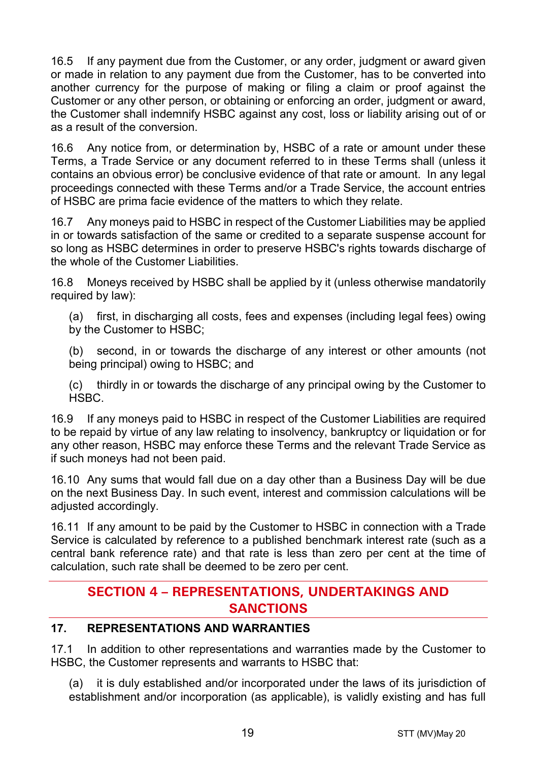16.5 If any payment due from the Customer, or any order, judgment or award given or made in relation to any payment due from the Customer, has to be converted into another currency for the purpose of making or filing a claim or proof against the Customer or any other person, or obtaining or enforcing an order, judgment or award, the Customer shall indemnify HSBC against any cost, loss or liability arising out of or as a result of the conversion.

16.6 Any notice from, or determination by, HSBC of a rate or amount under these Terms, a Trade Service or any document referred to in these Terms shall (unless it contains an obvious error) be conclusive evidence of that rate or amount. In any legal proceedings connected with these Terms and/or a Trade Service, the account entries of HSBC are prima facie evidence of the matters to which they relate.

16.7 Any moneys paid to HSBC in respect of the Customer Liabilities may be applied in or towards satisfaction of the same or credited to a separate suspense account for so long as HSBC determines in order to preserve HSBC's rights towards discharge of the whole of the Customer Liabilities.

16.8 Moneys received by HSBC shall be applied by it (unless otherwise mandatorily required by law):

(a) first, in discharging all costs, fees and expenses (including legal fees) owing by the Customer to HSBC;

(b) second, in or towards the discharge of any interest or other amounts (not being principal) owing to HSBC; and

(c) thirdly in or towards the discharge of any principal owing by the Customer to HSBC.

16.9 If any moneys paid to HSBC in respect of the Customer Liabilities are required to be repaid by virtue of any law relating to insolvency, bankruptcy or liquidation or for any other reason, HSBC may enforce these Terms and the relevant Trade Service as if such moneys had not been paid.

16.10 Any sums that would fall due on a day other than a Business Day will be due on the next Business Day. In such event, interest and commission calculations will be adjusted accordingly.

16.11 If any amount to be paid by the Customer to HSBC in connection with a Trade Service is calculated by reference to a published benchmark interest rate (such as a central bank reference rate) and that rate is less than zero per cent at the time of calculation, such rate shall be deemed to be zero per cent.

## SECTION 4 – REPRESENTATIONS, UNDERTAKINGS AND SANCTIONS

### 17. REPRESENTATIONS AND WARRANTIES

17.1 In addition to other representations and warranties made by the Customer to HSBC, the Customer represents and warrants to HSBC that:

(a) it is duly established and/or incorporated under the laws of its jurisdiction of establishment and/or incorporation (as applicable), is validly existing and has full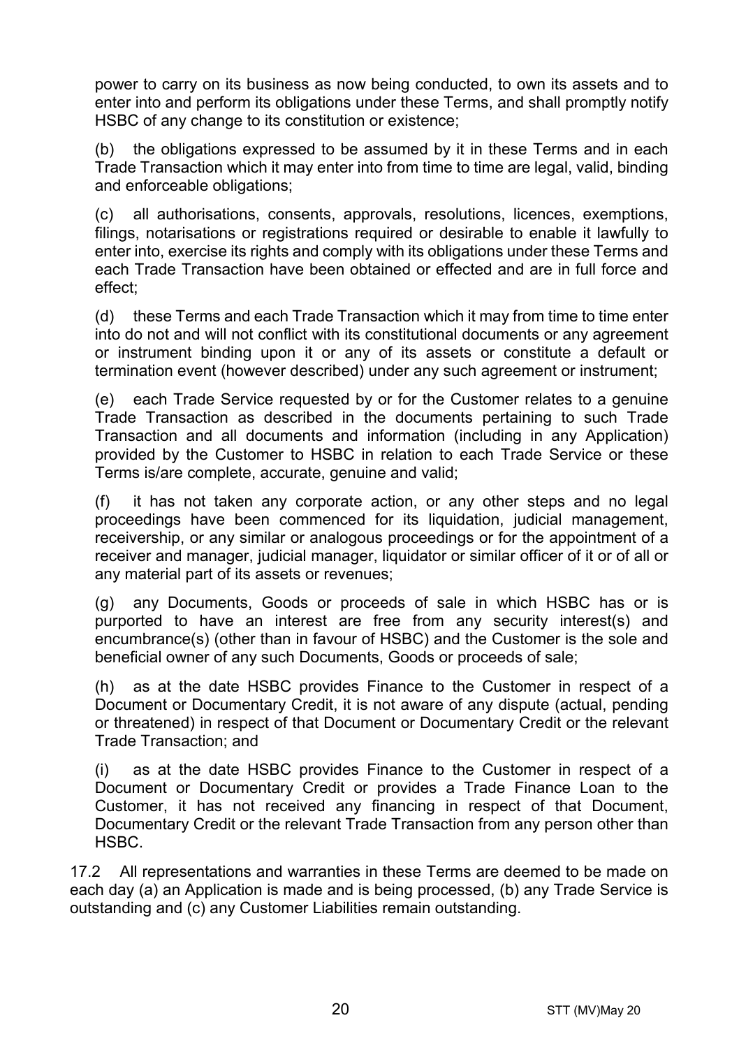power to carry on its business as now being conducted, to own its assets and to enter into and perform its obligations under these Terms, and shall promptly notify HSBC of any change to its constitution or existence;

(b) the obligations expressed to be assumed by it in these Terms and in each Trade Transaction which it may enter into from time to time are legal, valid, binding and enforceable obligations;

(c) all authorisations, consents, approvals, resolutions, licences, exemptions, filings, notarisations or registrations required or desirable to enable it lawfully to enter into, exercise its rights and comply with its obligations under these Terms and each Trade Transaction have been obtained or effected and are in full force and effect;

(d) these Terms and each Trade Transaction which it may from time to time enter into do not and will not conflict with its constitutional documents or any agreement or instrument binding upon it or any of its assets or constitute a default or termination event (however described) under any such agreement or instrument;

(e) each Trade Service requested by or for the Customer relates to a genuine Trade Transaction as described in the documents pertaining to such Trade Transaction and all documents and information (including in any Application) provided by the Customer to HSBC in relation to each Trade Service or these Terms is/are complete, accurate, genuine and valid;

(f) it has not taken any corporate action, or any other steps and no legal proceedings have been commenced for its liquidation, judicial management, receivership, or any similar or analogous proceedings or for the appointment of a receiver and manager, judicial manager, liquidator or similar officer of it or of all or any material part of its assets or revenues;

(g) any Documents, Goods or proceeds of sale in which HSBC has or is purported to have an interest are free from any security interest(s) and encumbrance(s) (other than in favour of HSBC) and the Customer is the sole and beneficial owner of any such Documents, Goods or proceeds of sale;

(h) as at the date HSBC provides Finance to the Customer in respect of a Document or Documentary Credit, it is not aware of any dispute (actual, pending or threatened) in respect of that Document or Documentary Credit or the relevant Trade Transaction; and

(i) as at the date HSBC provides Finance to the Customer in respect of a Document or Documentary Credit or provides a Trade Finance Loan to the Customer, it has not received any financing in respect of that Document, Documentary Credit or the relevant Trade Transaction from any person other than HSBC.

17.2 All representations and warranties in these Terms are deemed to be made on each day (a) an Application is made and is being processed, (b) any Trade Service is outstanding and (c) any Customer Liabilities remain outstanding.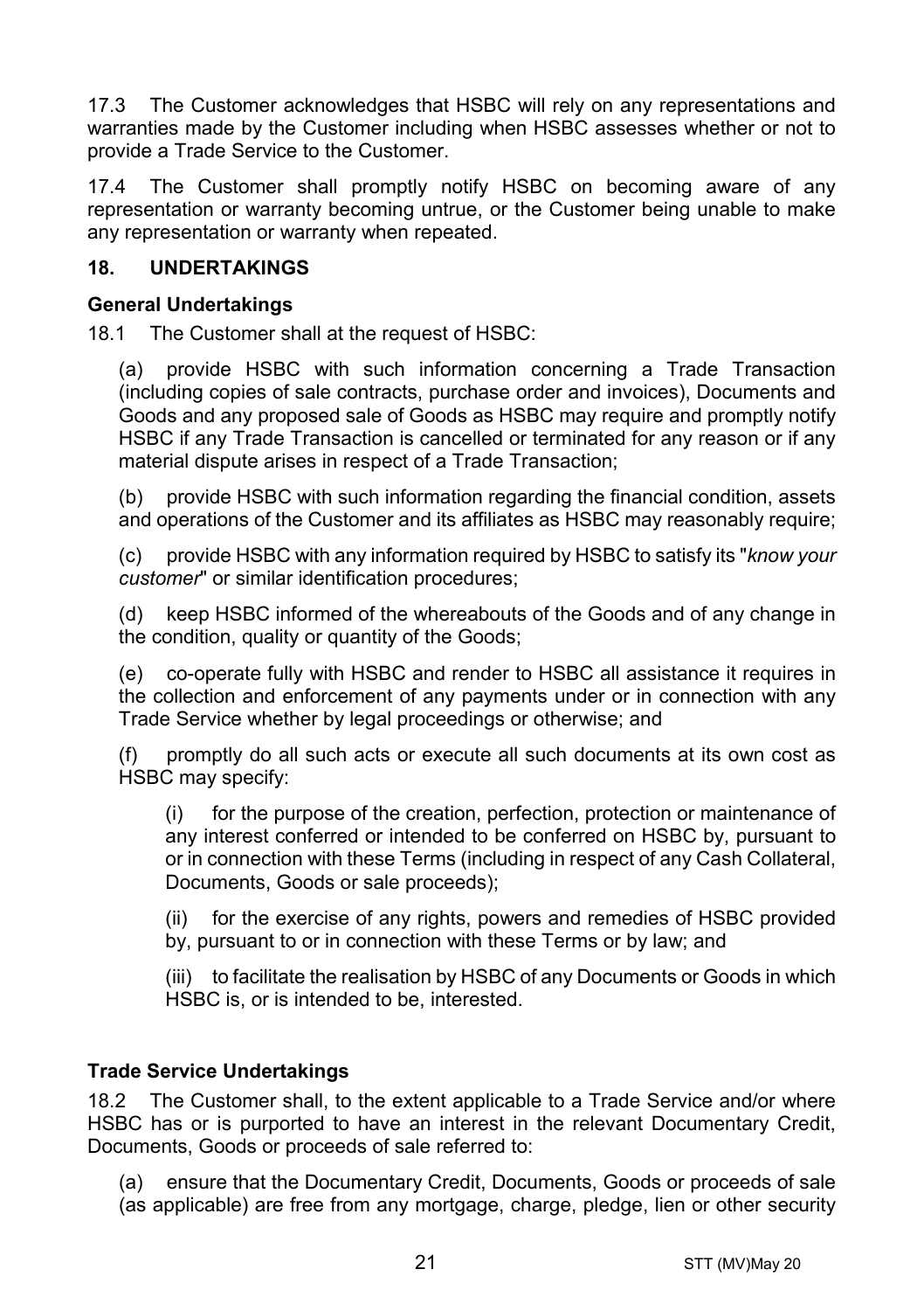17.3 The Customer acknowledges that HSBC will rely on any representations and warranties made by the Customer including when HSBC assesses whether or not to provide a Trade Service to the Customer.

17.4 The Customer shall promptly notify HSBC on becoming aware of any representation or warranty becoming untrue, or the Customer being unable to make any representation or warranty when repeated.

## 18. UNDERTAKINGS

### General Undertakings

18.1 The Customer shall at the request of HSBC:

(a) provide HSBC with such information concerning a Trade Transaction (including copies of sale contracts, purchase order and invoices), Documents and Goods and any proposed sale of Goods as HSBC may require and promptly notify HSBC if any Trade Transaction is cancelled or terminated for any reason or if any material dispute arises in respect of a Trade Transaction;

(b) provide HSBC with such information regarding the financial condition, assets and operations of the Customer and its affiliates as HSBC may reasonably require;

(c) provide HSBC with any information required by HSBC to satisfy its "*know your customer*" or similar identification procedures;

(d) keep HSBC informed of the whereabouts of the Goods and of any change in the condition, quality or quantity of the Goods;

(e) co-operate fully with HSBC and render to HSBC all assistance it requires in the collection and enforcement of any payments under or in connection with any Trade Service whether by legal proceedings or otherwise; and

(f) promptly do all such acts or execute all such documents at its own cost as HSBC may specify:

(i) for the purpose of the creation, perfection, protection or maintenance of any interest conferred or intended to be conferred on HSBC by, pursuant to or in connection with these Terms (including in respect of any Cash Collateral, Documents, Goods or sale proceeds);

(ii) for the exercise of any rights, powers and remedies of HSBC provided by, pursuant to or in connection with these Terms or by law; and

(iii) to facilitate the realisation by HSBC of any Documents or Goods in which HSBC is, or is intended to be, interested.

### Trade Service Undertakings

18.2 The Customer shall, to the extent applicable to a Trade Service and/or where HSBC has or is purported to have an interest in the relevant Documentary Credit, Documents, Goods or proceeds of sale referred to:

(a) ensure that the Documentary Credit, Documents, Goods or proceeds of sale (as applicable) are free from any mortgage, charge, pledge, lien or other security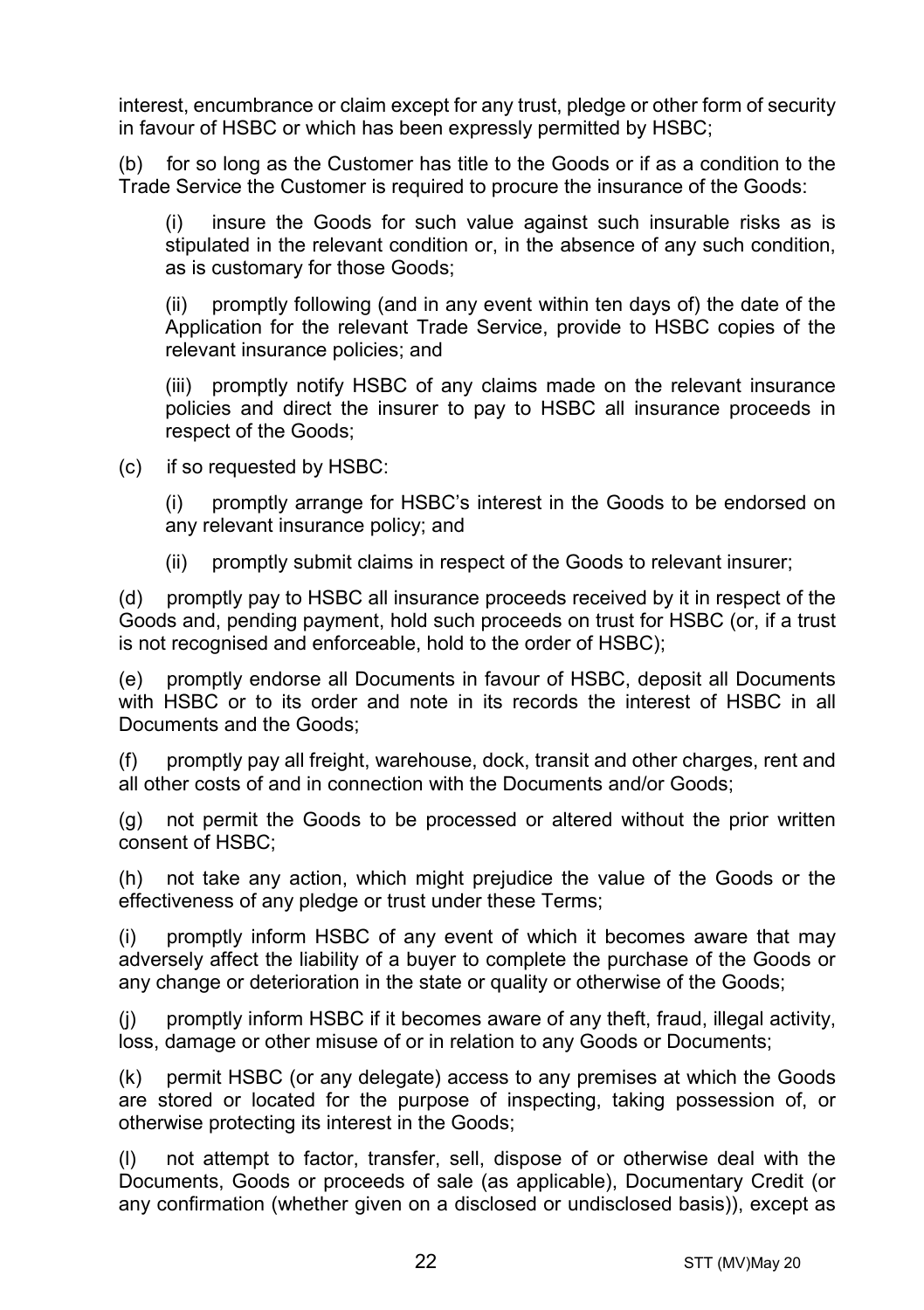interest, encumbrance or claim except for any trust, pledge or other form of security in favour of HSBC or which has been expressly permitted by HSBC;

(b) for so long as the Customer has title to the Goods or if as a condition to the Trade Service the Customer is required to procure the insurance of the Goods:

> (i) insure the Goods for such value against such insurable risks as is stipulated in the relevant condition or, in the absence of any such condition, as is customary for those Goods;
>
> (ii) promptly following (and in any event within ten days of) the date of the Application for the relevant Trade Service, provide to HSBC copies of the relevant insurance policies; and
>
> (iii) promptly notify HSBC of any claims made on the relevant insurance policies and direct the insurer to pay to HSBC all insurance proceeds in respect of the Goods;

(c) if so requested by HSBC:

> (i) promptly arrange for HSBC's interest in the Goods to be endorsed on any relevant insurance policy; and
>
> (ii) promptly submit claims in respect of the Goods to relevant insurer;

(d) promptly pay to HSBC all insurance proceeds received by it in respect of the Goods and, pending payment, hold such proceeds on trust for HSBC (or, if a trust is not recognised and enforceable, hold to the order of HSBC);

(e) promptly endorse all Documents in favour of HSBC, deposit all Documents with HSBC or to its order and note in its records the interest of HSBC in all Documents and the Goods;

(f) promptly pay all freight, warehouse, dock, transit and other charges, rent and all other costs of and in connection with the Documents and/or Goods;

(g) not permit the Goods to be processed or altered without the prior written consent of HSBC;

(h) not take any action, which might prejudice the value of the Goods or the effectiveness of any pledge or trust under these Terms;

(i) promptly inform HSBC of any event of which it becomes aware that may adversely affect the liability of a buyer to complete the purchase of the Goods or any change or deterioration in the state or quality or otherwise of the Goods;

(j) promptly inform HSBC if it becomes aware of any theft, fraud, illegal activity, loss, damage or other misuse of or in relation to any Goods or Documents;

(k) permit HSBC (or any delegate) access to any premises at which the Goods are stored or located for the purpose of inspecting, taking possession of, or otherwise protecting its interest in the Goods;

(l) not attempt to factor, transfer, sell, dispose of or otherwise deal with the Documents, Goods or proceeds of sale (as applicable), Documentary Credit (or any confirmation (whether given on a disclosed or undisclosed basis)), except as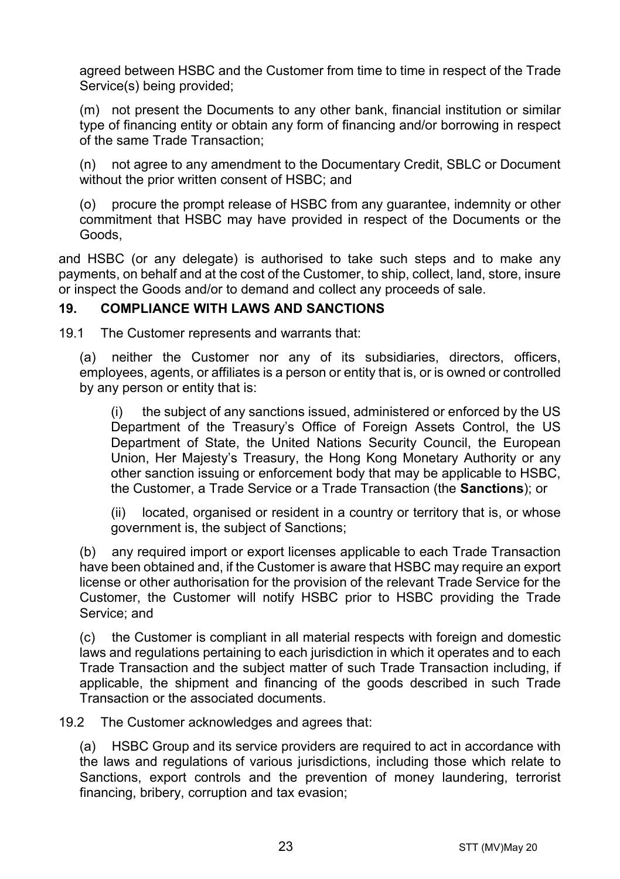agreed between HSBC and the Customer from time to time in respect of the Trade Service(s) being provided;

(m) not present the Documents to any other bank, financial institution or similar type of financing entity or obtain any form of financing and/or borrowing in respect of the same Trade Transaction;

(n) not agree to any amendment to the Documentary Credit, SBLC or Document without the prior written consent of HSBC; and

(o) procure the prompt release of HSBC from any guarantee, indemnity or other commitment that HSBC may have provided in respect of the Documents or the Goods,

and HSBC (or any delegate) is authorised to take such steps and to make any payments, on behalf and at the cost of the Customer, to ship, collect, land, store, insure or inspect the Goods and/or to demand and collect any proceeds of sale.

## 19. COMPLIANCE WITH LAWS AND SANCTIONS

19.1 The Customer represents and warrants that:

(a) neither the Customer nor any of its subsidiaries, directors, officers, employees, agents, or affiliates is a person or entity that is, or is owned or controlled by any person or entity that is:

(i) the subject of any sanctions issued, administered or enforced by the US Department of the Treasury's Office of Foreign Assets Control, the US Department of State, the United Nations Security Council, the European Union, Her Majesty's Treasury, the Hong Kong Monetary Authority or any other sanction issuing or enforcement body that may be applicable to HSBC, the Customer, a Trade Service or a Trade Transaction (the **Sanctions**); or

(ii) located, organised or resident in a country or territory that is, or whose government is, the subject of Sanctions;

(b) any required import or export licenses applicable to each Trade Transaction have been obtained and, if the Customer is aware that HSBC may require an export license or other authorisation for the provision of the relevant Trade Service for the Customer, the Customer will notify HSBC prior to HSBC providing the Trade Service; and

(c) the Customer is compliant in all material respects with foreign and domestic laws and regulations pertaining to each jurisdiction in which it operates and to each Trade Transaction and the subject matter of such Trade Transaction including, if applicable, the shipment and financing of the goods described in such Trade Transaction or the associated documents.

19.2 The Customer acknowledges and agrees that:

(a) HSBC Group and its service providers are required to act in accordance with the laws and regulations of various jurisdictions, including those which relate to Sanctions, export controls and the prevention of money laundering, terrorist financing, bribery, corruption and tax evasion;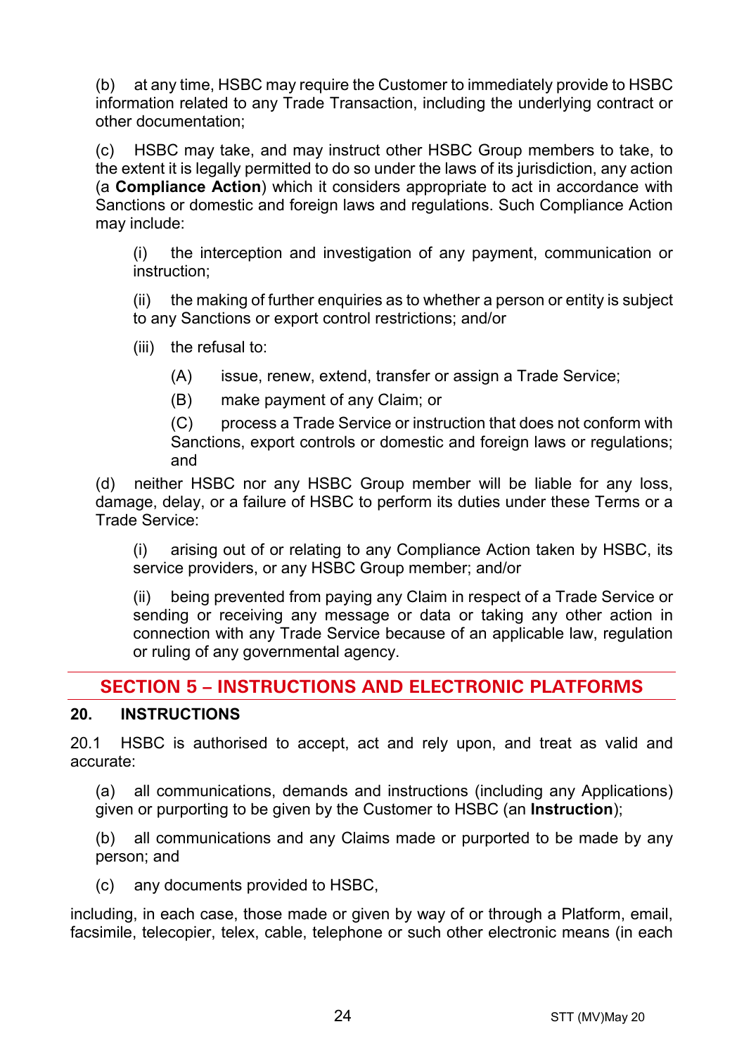(b) at any time, HSBC may require the Customer to immediately provide to HSBC information related to any Trade Transaction, including the underlying contract or other documentation;

(c) HSBC may take, and may instruct other HSBC Group members to take, to the extent it is legally permitted to do so under the laws of its jurisdiction, any action (a **Compliance Action**) which it considers appropriate to act in accordance with Sanctions or domestic and foreign laws and regulations. Such Compliance Action may include:

(i) the interception and investigation of any payment, communication or instruction;

(ii) the making of further enquiries as to whether a person or entity is subject to any Sanctions or export control restrictions; and/or

(iii) the refusal to:

(A) issue, renew, extend, transfer or assign a Trade Service;

(B) make payment of any Claim; or

(C) process a Trade Service or instruction that does not conform with Sanctions, export controls or domestic and foreign laws or regulations; and

(d) neither HSBC nor any HSBC Group member will be liable for any loss, damage, delay, or a failure of HSBC to perform its duties under these Terms or a Trade Service:

(i) arising out of or relating to any Compliance Action taken by HSBC, its service providers, or any HSBC Group member; and/or

(ii) being prevented from paying any Claim in respect of a Trade Service or sending or receiving any message or data or taking any other action in connection with any Trade Service because of an applicable law, regulation or ruling of any governmental agency.

## SECTION 5 – INSTRUCTIONS AND ELECTRONIC PLATFORMS

### 20. INSTRUCTIONS

20.1 HSBC is authorised to accept, act and rely upon, and treat as valid and accurate:

(a) all communications, demands and instructions (including any Applications) given or purporting to be given by the Customer to HSBC (an **Instruction**);

(b) all communications and any Claims made or purported to be made by any person; and

(c) any documents provided to HSBC,

including, in each case, those made or given by way of or through a Platform, email, facsimile, telecopier, telex, cable, telephone or such other electronic means (in each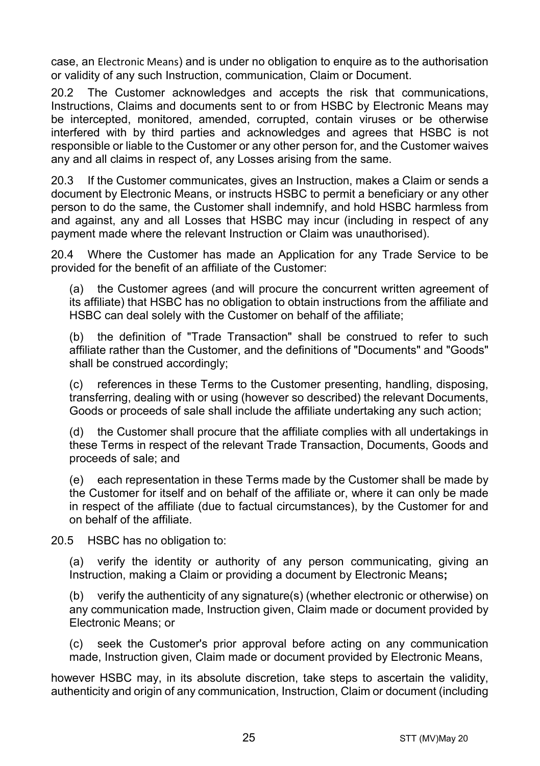case, an Electronic Means) and is under no obligation to enquire as to the authorisation or validity of any such Instruction, communication, Claim or Document.

20.2 The Customer acknowledges and accepts the risk that communications, Instructions, Claims and documents sent to or from HSBC by Electronic Means may be intercepted, monitored, amended, corrupted, contain viruses or be otherwise interfered with by third parties and acknowledges and agrees that HSBC is not responsible or liable to the Customer or any other person for, and the Customer waives any and all claims in respect of, any Losses arising from the same.

20.3 If the Customer communicates, gives an Instruction, makes a Claim or sends a document by Electronic Means, or instructs HSBC to permit a beneficiary or any other person to do the same, the Customer shall indemnify, and hold HSBC harmless from and against, any and all Losses that HSBC may incur (including in respect of any payment made where the relevant Instruction or Claim was unauthorised).

20.4 Where the Customer has made an Application for any Trade Service to be provided for the benefit of an affiliate of the Customer:

(a) the Customer agrees (and will procure the concurrent written agreement of its affiliate) that HSBC has no obligation to obtain instructions from the affiliate and HSBC can deal solely with the Customer on behalf of the affiliate;

(b) the definition of "Trade Transaction" shall be construed to refer to such affiliate rather than the Customer, and the definitions of "Documents" and "Goods" shall be construed accordingly;

(c) references in these Terms to the Customer presenting, handling, disposing, transferring, dealing with or using (however so described) the relevant Documents, Goods or proceeds of sale shall include the affiliate undertaking any such action;

(d) the Customer shall procure that the affiliate complies with all undertakings in these Terms in respect of the relevant Trade Transaction, Documents, Goods and proceeds of sale; and

(e) each representation in these Terms made by the Customer shall be made by the Customer for itself and on behalf of the affiliate or, where it can only be made in respect of the affiliate (due to factual circumstances), by the Customer for and on behalf of the affiliate.

20.5 HSBC has no obligation to:

(a) verify the identity or authority of any person communicating, giving an Instruction, making a Claim or providing a document by Electronic Means**;**

(b) verify the authenticity of any signature(s) (whether electronic or otherwise) on any communication made, Instruction given, Claim made or document provided by Electronic Means; or

(c) seek the Customer's prior approval before acting on any communication made, Instruction given, Claim made or document provided by Electronic Means,

however HSBC may, in its absolute discretion, take steps to ascertain the validity, authenticity and origin of any communication, Instruction, Claim or document (including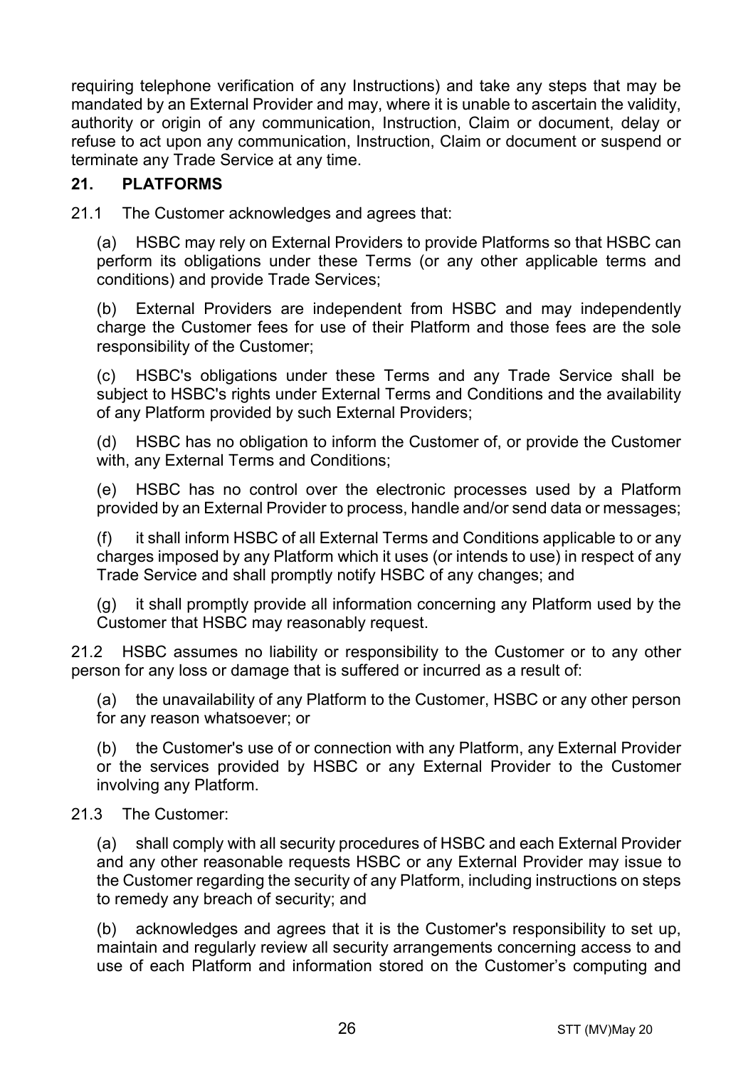requiring telephone verification of any Instructions) and take any steps that may be mandated by an External Provider and may, where it is unable to ascertain the validity, authority or origin of any communication, Instruction, Claim or document, delay or refuse to act upon any communication, Instruction, Claim or document or suspend or terminate any Trade Service at any time.

## 21. PLATFORMS

21.1 The Customer acknowledges and agrees that:

(a) HSBC may rely on External Providers to provide Platforms so that HSBC can perform its obligations under these Terms (or any other applicable terms and conditions) and provide Trade Services;

(b) External Providers are independent from HSBC and may independently charge the Customer fees for use of their Platform and those fees are the sole responsibility of the Customer;

(c) HSBC's obligations under these Terms and any Trade Service shall be subject to HSBC's rights under External Terms and Conditions and the availability of any Platform provided by such External Providers;

(d) HSBC has no obligation to inform the Customer of, or provide the Customer with, any External Terms and Conditions;

(e) HSBC has no control over the electronic processes used by a Platform provided by an External Provider to process, handle and/or send data or messages;

(f) it shall inform HSBC of all External Terms and Conditions applicable to or any charges imposed by any Platform which it uses (or intends to use) in respect of any Trade Service and shall promptly notify HSBC of any changes; and

(g) it shall promptly provide all information concerning any Platform used by the Customer that HSBC may reasonably request.

21.2 HSBC assumes no liability or responsibility to the Customer or to any other person for any loss or damage that is suffered or incurred as a result of:

(a) the unavailability of any Platform to the Customer, HSBC or any other person for any reason whatsoever; or

(b) the Customer's use of or connection with any Platform, any External Provider or the services provided by HSBC or any External Provider to the Customer involving any Platform.

21.3 The Customer:

(a) shall comply with all security procedures of HSBC and each External Provider and any other reasonable requests HSBC or any External Provider may issue to the Customer regarding the security of any Platform, including instructions on steps to remedy any breach of security; and

(b) acknowledges and agrees that it is the Customer's responsibility to set up, maintain and regularly review all security arrangements concerning access to and use of each Platform and information stored on the Customer's computing and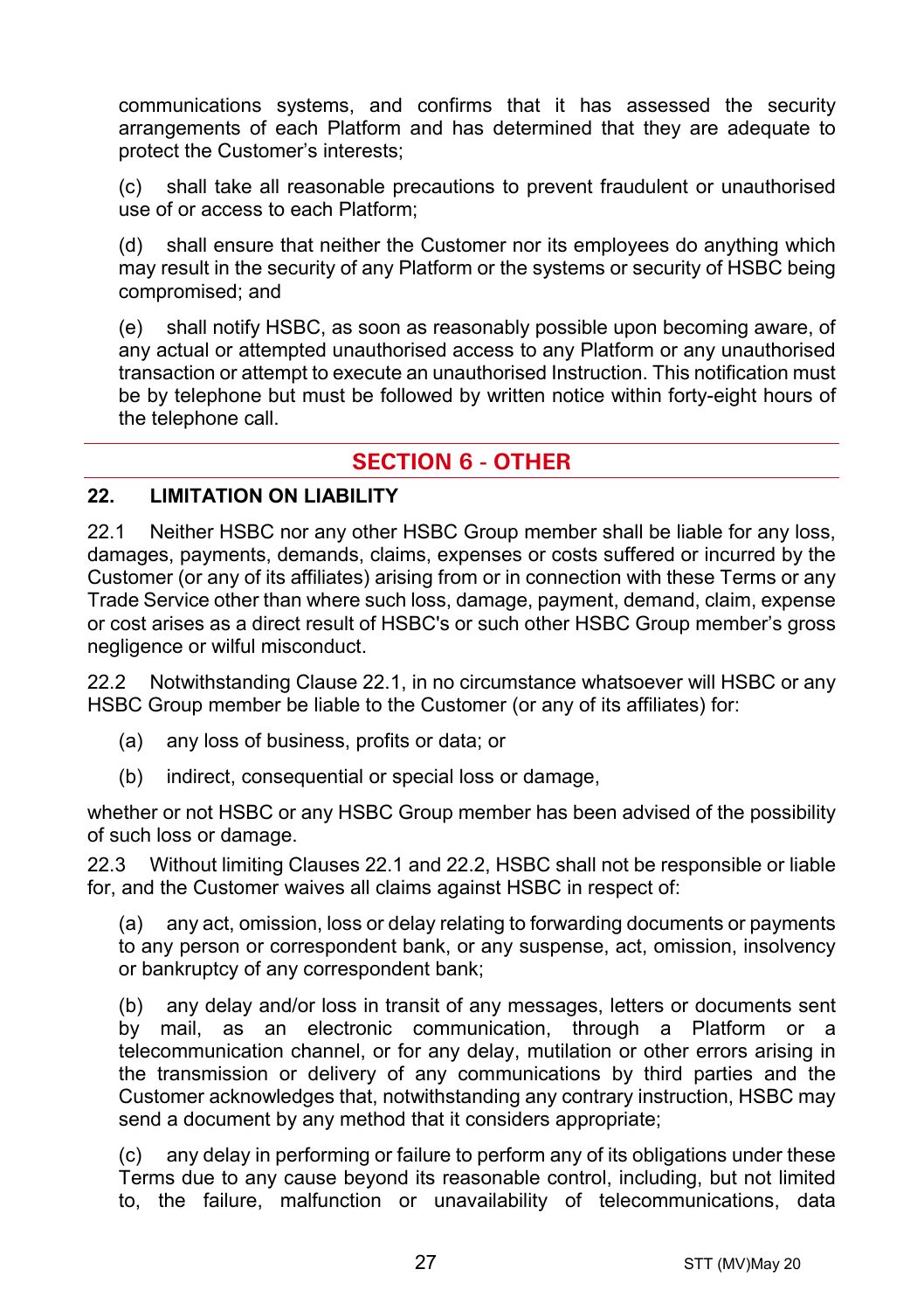communications systems, and confirms that it has assessed the security arrangements of each Platform and has determined that they are adequate to protect the Customer's interests;

(c) shall take all reasonable precautions to prevent fraudulent or unauthorised use of or access to each Platform;

(d) shall ensure that neither the Customer nor its employees do anything which may result in the security of any Platform or the systems or security of HSBC being compromised; and

(e) shall notify HSBC, as soon as reasonably possible upon becoming aware, of any actual or attempted unauthorised access to any Platform or any unauthorised transaction or attempt to execute an unauthorised Instruction. This notification must be by telephone but must be followed by written notice within forty-eight hours of the telephone call.

## SECTION 6 - OTHER

### 22. LIMITATION ON LIABILITY

22.1 Neither HSBC nor any other HSBC Group member shall be liable for any loss, damages, payments, demands, claims, expenses or costs suffered or incurred by the Customer (or any of its affiliates) arising from or in connection with these Terms or any Trade Service other than where such loss, damage, payment, demand, claim, expense or cost arises as a direct result of HSBC's or such other HSBC Group member's gross negligence or wilful misconduct.

22.2 Notwithstanding Clause 22.1, in no circumstance whatsoever will HSBC or any HSBC Group member be liable to the Customer (or any of its affiliates) for:

(a) any loss of business, profits or data; or

(b) indirect, consequential or special loss or damage,

whether or not HSBC or any HSBC Group member has been advised of the possibility of such loss or damage.

22.3 Without limiting Clauses 22.1 and 22.2, HSBC shall not be responsible or liable for, and the Customer waives all claims against HSBC in respect of:

(a) any act, omission, loss or delay relating to forwarding documents or payments to any person or correspondent bank, or any suspense, act, omission, insolvency or bankruptcy of any correspondent bank;

(b) any delay and/or loss in transit of any messages, letters or documents sent by mail, as an electronic communication, through a Platform or a telecommunication channel, or for any delay, mutilation or other errors arising in the transmission or delivery of any communications by third parties and the Customer acknowledges that, notwithstanding any contrary instruction, HSBC may send a document by any method that it considers appropriate;

(c) any delay in performing or failure to perform any of its obligations under these Terms due to any cause beyond its reasonable control, including, but not limited to, the failure, malfunction or unavailability of telecommunications, data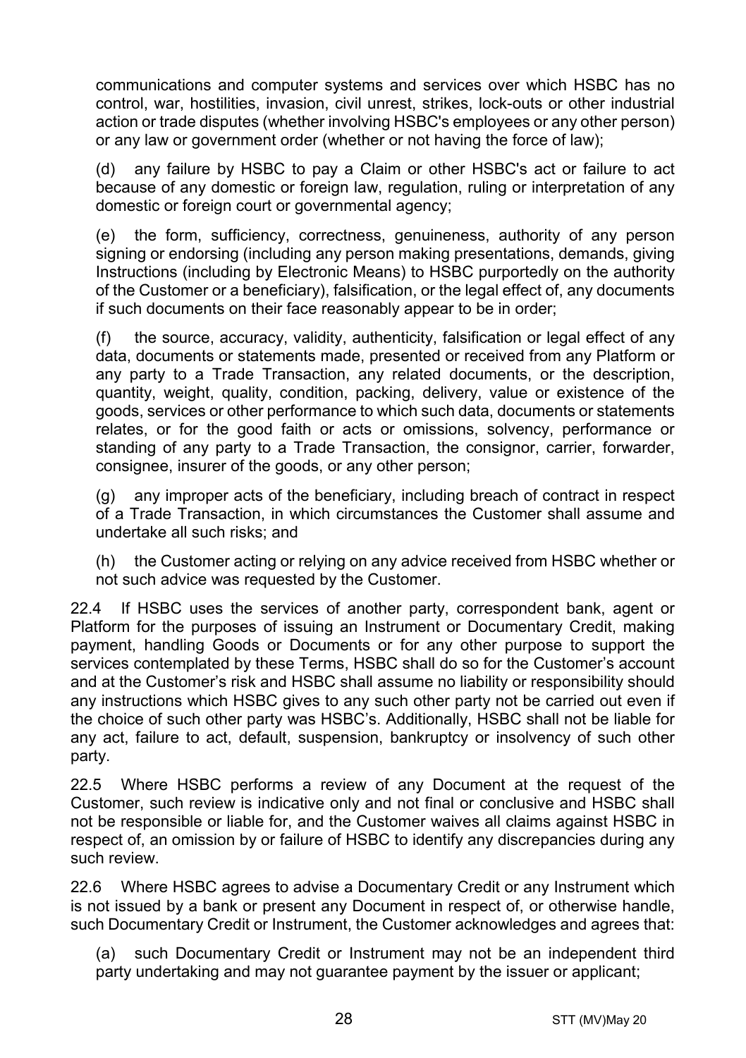communications and computer systems and services over which HSBC has no control, war, hostilities, invasion, civil unrest, strikes, lock-outs or other industrial action or trade disputes (whether involving HSBC's employees or any other person) or any law or government order (whether or not having the force of law);

(d) any failure by HSBC to pay a Claim or other HSBC's act or failure to act because of any domestic or foreign law, regulation, ruling or interpretation of any domestic or foreign court or governmental agency;

(e) the form, sufficiency, correctness, genuineness, authority of any person signing or endorsing (including any person making presentations, demands, giving Instructions (including by Electronic Means) to HSBC purportedly on the authority of the Customer or a beneficiary), falsification, or the legal effect of, any documents if such documents on their face reasonably appear to be in order;

(f) the source, accuracy, validity, authenticity, falsification or legal effect of any data, documents or statements made, presented or received from any Platform or any party to a Trade Transaction, any related documents, or the description, quantity, weight, quality, condition, packing, delivery, value or existence of the goods, services or other performance to which such data, documents or statements relates, or for the good faith or acts or omissions, solvency, performance or standing of any party to a Trade Transaction, the consignor, carrier, forwarder, consignee, insurer of the goods, or any other person;

(g) any improper acts of the beneficiary, including breach of contract in respect of a Trade Transaction, in which circumstances the Customer shall assume and undertake all such risks; and

(h) the Customer acting or relying on any advice received from HSBC whether or not such advice was requested by the Customer.

22.4 If HSBC uses the services of another party, correspondent bank, agent or Platform for the purposes of issuing an Instrument or Documentary Credit, making payment, handling Goods or Documents or for any other purpose to support the services contemplated by these Terms, HSBC shall do so for the Customer's account and at the Customer's risk and HSBC shall assume no liability or responsibility should any instructions which HSBC gives to any such other party not be carried out even if the choice of such other party was HSBC's. Additionally, HSBC shall not be liable for any act, failure to act, default, suspension, bankruptcy or insolvency of such other party.

22.5 Where HSBC performs a review of any Document at the request of the Customer, such review is indicative only and not final or conclusive and HSBC shall not be responsible or liable for, and the Customer waives all claims against HSBC in respect of, an omission by or failure of HSBC to identify any discrepancies during any such review.

22.6 Where HSBC agrees to advise a Documentary Credit or any Instrument which is not issued by a bank or present any Document in respect of, or otherwise handle, such Documentary Credit or Instrument, the Customer acknowledges and agrees that:

(a) such Documentary Credit or Instrument may not be an independent third party undertaking and may not guarantee payment by the issuer or applicant;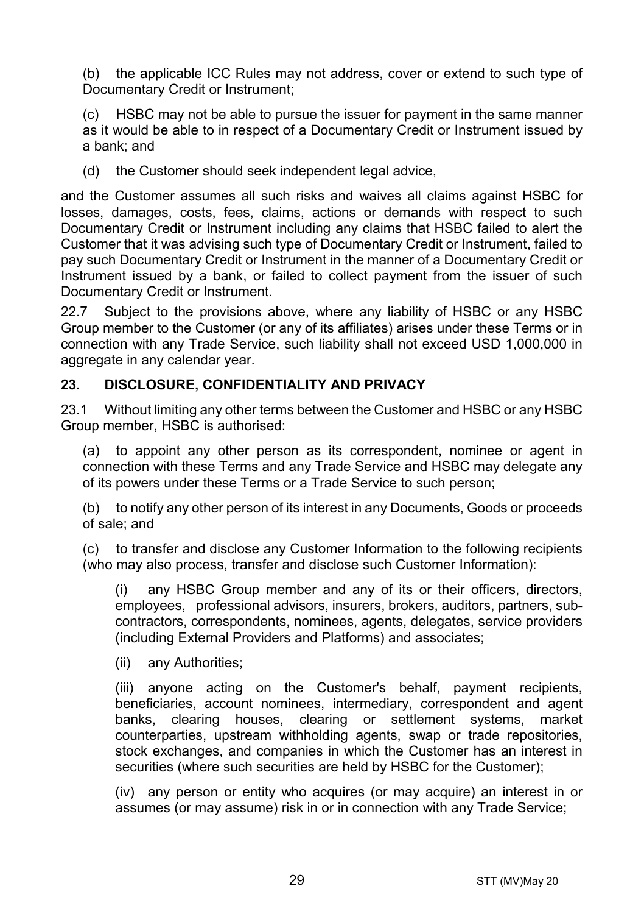(b) the applicable ICC Rules may not address, cover or extend to such type of Documentary Credit or Instrument;

(c) HSBC may not be able to pursue the issuer for payment in the same manner as it would be able to in respect of a Documentary Credit or Instrument issued by a bank; and

(d) the Customer should seek independent legal advice,

and the Customer assumes all such risks and waives all claims against HSBC for losses, damages, costs, fees, claims, actions or demands with respect to such Documentary Credit or Instrument including any claims that HSBC failed to alert the Customer that it was advising such type of Documentary Credit or Instrument, failed to pay such Documentary Credit or Instrument in the manner of a Documentary Credit or Instrument issued by a bank, or failed to collect payment from the issuer of such Documentary Credit or Instrument.

22.7 Subject to the provisions above, where any liability of HSBC or any HSBC Group member to the Customer (or any of its affiliates) arises under these Terms or in connection with any Trade Service, such liability shall not exceed USD 1,000,000 in aggregate in any calendar year.

## 23. DISCLOSURE, CONFIDENTIALITY AND PRIVACY

23.1 Without limiting any other terms between the Customer and HSBC or any HSBC Group member, HSBC is authorised:

(a) to appoint any other person as its correspondent, nominee or agent in connection with these Terms and any Trade Service and HSBC may delegate any of its powers under these Terms or a Trade Service to such person;

(b) to notify any other person of its interest in any Documents, Goods or proceeds of sale; and

(c) to transfer and disclose any Customer Information to the following recipients (who may also process, transfer and disclose such Customer Information):

(i) any HSBC Group member and any of its or their officers, directors, employees, professional advisors, insurers, brokers, auditors, partners, sub-contractors, correspondents, nominees, agents, delegates, service providers (including External Providers and Platforms) and associates;

(ii) any Authorities;

(iii) anyone acting on the Customer's behalf, payment recipients, beneficiaries, account nominees, intermediary, correspondent and agent banks, clearing houses, clearing or settlement systems, market counterparties, upstream withholding agents, swap or trade repositories, stock exchanges, and companies in which the Customer has an interest in securities (where such securities are held by HSBC for the Customer);

(iv) any person or entity who acquires (or may acquire) an interest in or assumes (or may assume) risk in or in connection with any Trade Service;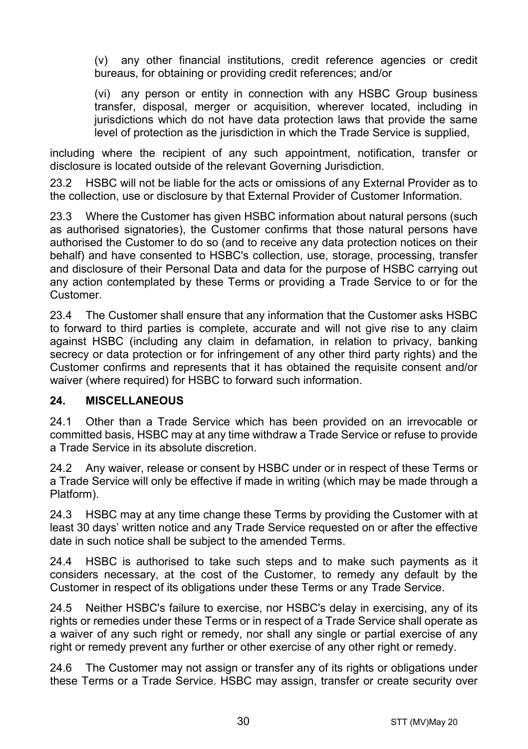(v) any other financial institutions, credit reference agencies or credit bureaus, for obtaining or providing credit references; and/or

(vi) any person or entity in connection with any HSBC Group business transfer, disposal, merger or acquisition, wherever located, including in jurisdictions which do not have data protection laws that provide the same level of protection as the jurisdiction in which the Trade Service is supplied,

including where the recipient of any such appointment, notification, transfer or disclosure is located outside of the relevant Governing Jurisdiction.

23.2 HSBC will not be liable for the acts or omissions of any External Provider as to the collection, use or disclosure by that External Provider of Customer Information.

23.3 Where the Customer has given HSBC information about natural persons (such as authorised signatories), the Customer confirms that those natural persons have authorised the Customer to do so (and to receive any data protection notices on their behalf) and have consented to HSBC's collection, use, storage, processing, transfer and disclosure of their Personal Data and data for the purpose of HSBC carrying out any action contemplated by these Terms or providing a Trade Service to or for the Customer.

23.4 The Customer shall ensure that any information that the Customer asks HSBC to forward to third parties is complete, accurate and will not give rise to any claim against HSBC (including any claim in defamation, in relation to privacy, banking secrecy or data protection or for infringement of any other third party rights) and the Customer confirms and represents that it has obtained the requisite consent and/or waiver (where required) for HSBC to forward such information.

## 24. MISCELLANEOUS

24.1 Other than a Trade Service which has been provided on an irrevocable or committed basis, HSBC may at any time withdraw a Trade Service or refuse to provide a Trade Service in its absolute discretion.

24.2 Any waiver, release or consent by HSBC under or in respect of these Terms or a Trade Service will only be effective if made in writing (which may be made through a Platform).

24.3 HSBC may at any time change these Terms by providing the Customer with at least 30 days' written notice and any Trade Service requested on or after the effective date in such notice shall be subject to the amended Terms.

24.4 HSBC is authorised to take such steps and to make such payments as it considers necessary, at the cost of the Customer, to remedy any default by the Customer in respect of its obligations under these Terms or any Trade Service.

24.5 Neither HSBC's failure to exercise, nor HSBC's delay in exercising, any of its rights or remedies under these Terms or in respect of a Trade Service shall operate as a waiver of any such right or remedy, nor shall any single or partial exercise of any right or remedy prevent any further or other exercise of any other right or remedy.

24.6 The Customer may not assign or transfer any of its rights or obligations under these Terms or a Trade Service. HSBC may assign, transfer or create security over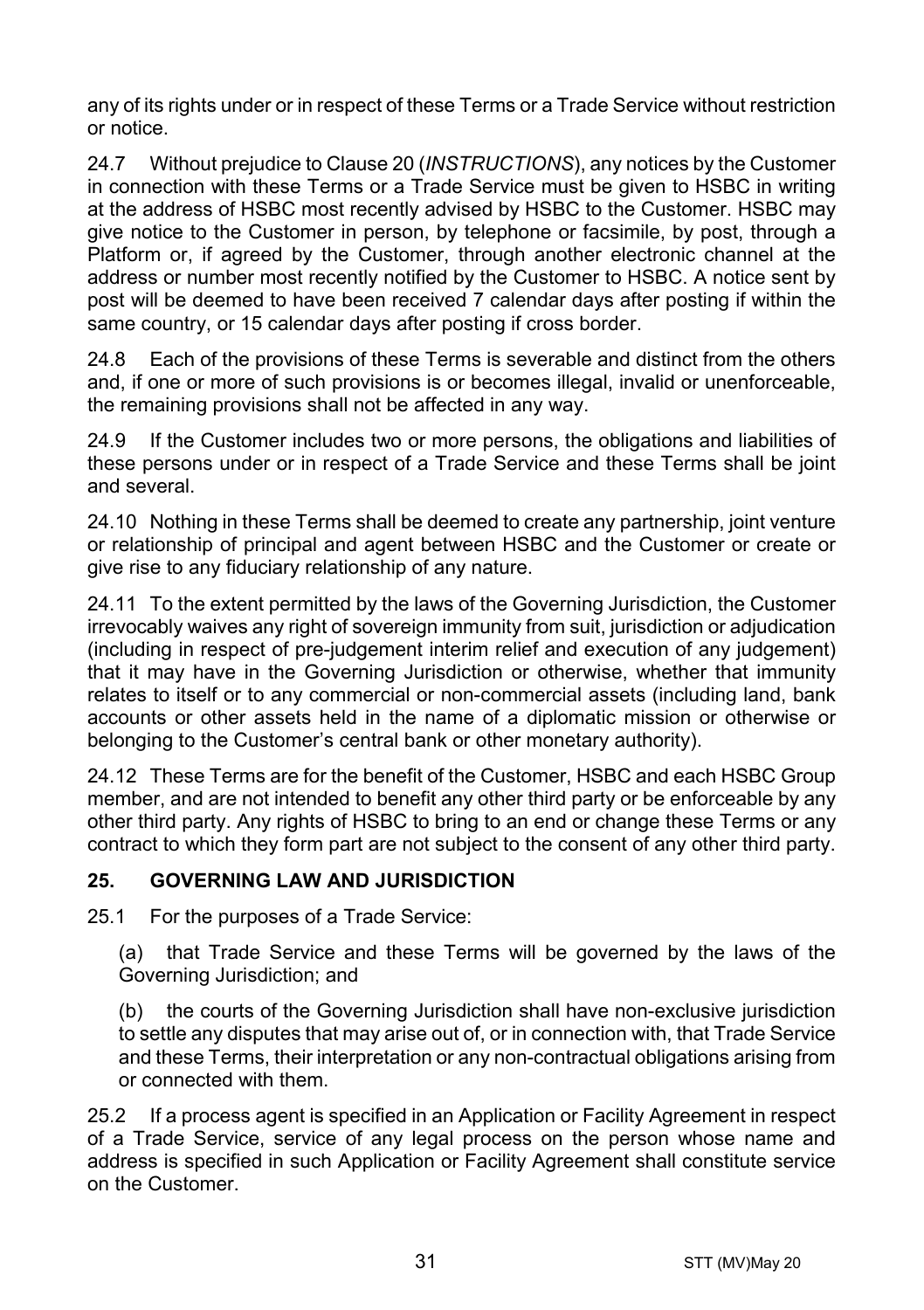any of its rights under or in respect of these Terms or a Trade Service without restriction or notice.

24.7 Without prejudice to Clause 20 (*INSTRUCTIONS*), any notices by the Customer in connection with these Terms or a Trade Service must be given to HSBC in writing at the address of HSBC most recently advised by HSBC to the Customer. HSBC may give notice to the Customer in person, by telephone or facsimile, by post, through a Platform or, if agreed by the Customer, through another electronic channel at the address or number most recently notified by the Customer to HSBC. A notice sent by post will be deemed to have been received 7 calendar days after posting if within the same country, or 15 calendar days after posting if cross border.

24.8 Each of the provisions of these Terms is severable and distinct from the others and, if one or more of such provisions is or becomes illegal, invalid or unenforceable, the remaining provisions shall not be affected in any way.

24.9 If the Customer includes two or more persons, the obligations and liabilities of these persons under or in respect of a Trade Service and these Terms shall be joint and several.

24.10 Nothing in these Terms shall be deemed to create any partnership, joint venture or relationship of principal and agent between HSBC and the Customer or create or give rise to any fiduciary relationship of any nature.

24.11 To the extent permitted by the laws of the Governing Jurisdiction, the Customer irrevocably waives any right of sovereign immunity from suit, jurisdiction or adjudication (including in respect of pre-judgement interim relief and execution of any judgement) that it may have in the Governing Jurisdiction or otherwise, whether that immunity relates to itself or to any commercial or non-commercial assets (including land, bank accounts or other assets held in the name of a diplomatic mission or otherwise or belonging to the Customer's central bank or other monetary authority).

24.12 These Terms are for the benefit of the Customer, HSBC and each HSBC Group member, and are not intended to benefit any other third party or be enforceable by any other third party. Any rights of HSBC to bring to an end or change these Terms or any contract to which they form part are not subject to the consent of any other third party.

## 25. GOVERNING LAW AND JURISDICTION

25.1 For the purposes of a Trade Service:

(a) that Trade Service and these Terms will be governed by the laws of the Governing Jurisdiction; and

(b) the courts of the Governing Jurisdiction shall have non-exclusive jurisdiction to settle any disputes that may arise out of, or in connection with, that Trade Service and these Terms, their interpretation or any non-contractual obligations arising from or connected with them.

25.2 If a process agent is specified in an Application or Facility Agreement in respect of a Trade Service, service of any legal process on the person whose name and address is specified in such Application or Facility Agreement shall constitute service on the Customer.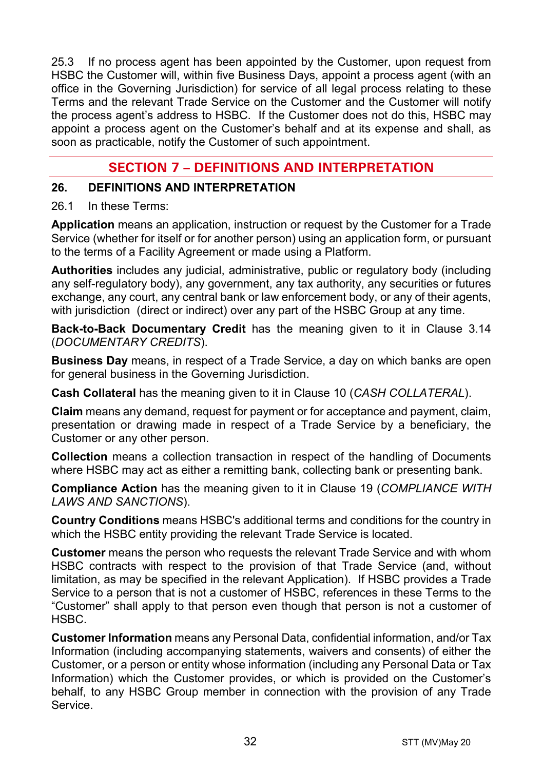25.3 If no process agent has been appointed by the Customer, upon request from HSBC the Customer will, within five Business Days, appoint a process agent (with an office in the Governing Jurisdiction) for service of all legal process relating to these Terms and the relevant Trade Service on the Customer and the Customer will notify the process agent's address to HSBC. If the Customer does not do this, HSBC may appoint a process agent on the Customer's behalf and at its expense and shall, as soon as practicable, notify the Customer of such appointment.

## SECTION 7 – DEFINITIONS AND INTERPRETATION

### 26. DEFINITIONS AND INTERPRETATION

26.1 In these Terms:

**Application** means an application, instruction or request by the Customer for a Trade Service (whether for itself or for another person) using an application form, or pursuant to the terms of a Facility Agreement or made using a Platform.

**Authorities** includes any judicial, administrative, public or regulatory body (including any self-regulatory body), any government, any tax authority, any securities or futures exchange, any court, any central bank or law enforcement body, or any of their agents, with jurisdiction (direct or indirect) over any part of the HSBC Group at any time.

**Back-to-Back Documentary Credit** has the meaning given to it in Clause 3.14 (*DOCUMENTARY CREDITS*).

**Business Day** means, in respect of a Trade Service, a day on which banks are open for general business in the Governing Jurisdiction.

**Cash Collateral** has the meaning given to it in Clause 10 (*CASH COLLATERAL*).

**Claim** means any demand, request for payment or for acceptance and payment, claim, presentation or drawing made in respect of a Trade Service by a beneficiary, the Customer or any other person.

**Collection** means a collection transaction in respect of the handling of Documents where HSBC may act as either a remitting bank, collecting bank or presenting bank.

**Compliance Action** has the meaning given to it in Clause 19 (*COMPLIANCE WITH LAWS AND SANCTIONS*).

**Country Conditions** means HSBC's additional terms and conditions for the country in which the HSBC entity providing the relevant Trade Service is located.

**Customer** means the person who requests the relevant Trade Service and with whom HSBC contracts with respect to the provision of that Trade Service (and, without limitation, as may be specified in the relevant Application). If HSBC provides a Trade Service to a person that is not a customer of HSBC, references in these Terms to the "Customer" shall apply to that person even though that person is not a customer of HSBC.

**Customer Information** means any Personal Data, confidential information, and/or Tax Information (including accompanying statements, waivers and consents) of either the Customer, or a person or entity whose information (including any Personal Data or Tax Information) which the Customer provides, or which is provided on the Customer's behalf, to any HSBC Group member in connection with the provision of any Trade Service.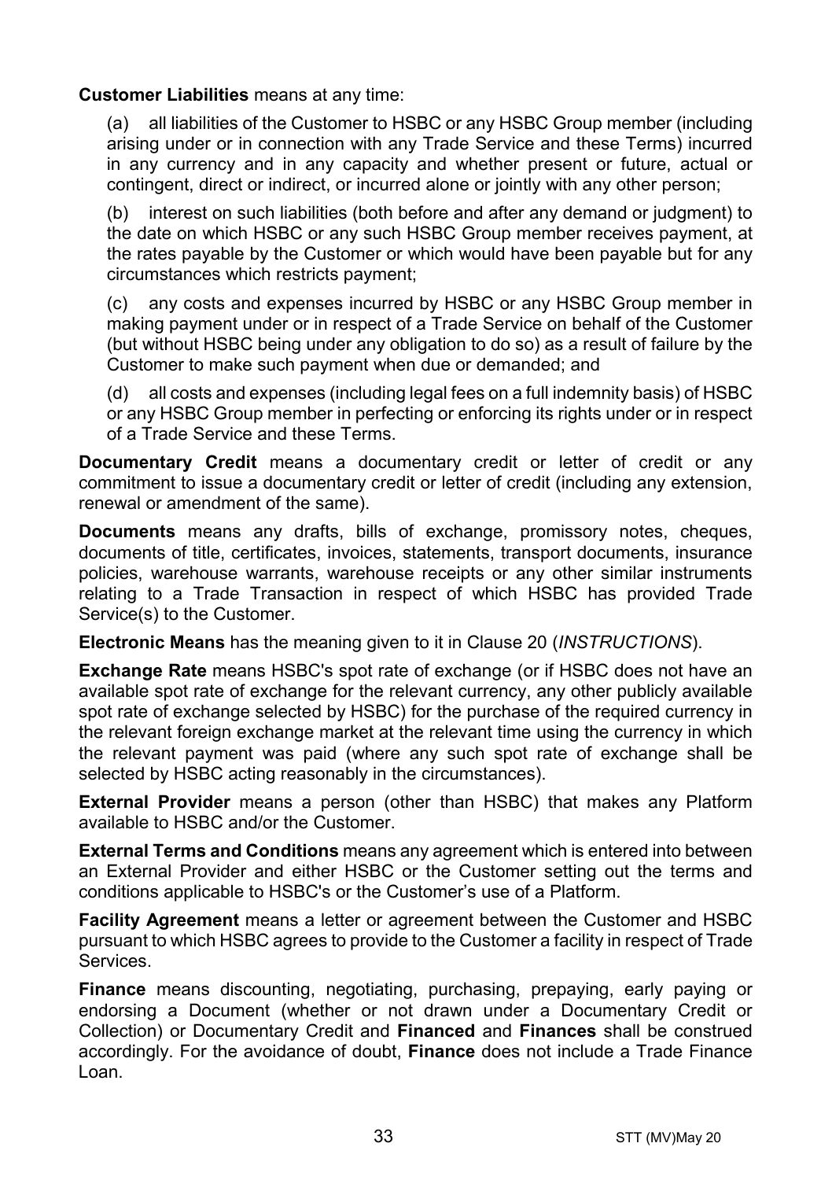**Customer Liabilities** means at any time:

(a) all liabilities of the Customer to HSBC or any HSBC Group member (including arising under or in connection with any Trade Service and these Terms) incurred in any currency and in any capacity and whether present or future, actual or contingent, direct or indirect, or incurred alone or jointly with any other person;

(b) interest on such liabilities (both before and after any demand or judgment) to the date on which HSBC or any such HSBC Group member receives payment, at the rates payable by the Customer or which would have been payable but for any circumstances which restricts payment;

(c) any costs and expenses incurred by HSBC or any HSBC Group member in making payment under or in respect of a Trade Service on behalf of the Customer (but without HSBC being under any obligation to do so) as a result of failure by the Customer to make such payment when due or demanded; and

(d) all costs and expenses (including legal fees on a full indemnity basis) of HSBC or any HSBC Group member in perfecting or enforcing its rights under or in respect of a Trade Service and these Terms.

**Documentary Credit** means a documentary credit or letter of credit or any commitment to issue a documentary credit or letter of credit (including any extension, renewal or amendment of the same).

**Documents** means any drafts, bills of exchange, promissory notes, cheques, documents of title, certificates, invoices, statements, transport documents, insurance policies, warehouse warrants, warehouse receipts or any other similar instruments relating to a Trade Transaction in respect of which HSBC has provided Trade Service(s) to the Customer.

**Electronic Means** has the meaning given to it in Clause 20 (*INSTRUCTIONS*).

**Exchange Rate** means HSBC's spot rate of exchange (or if HSBC does not have an available spot rate of exchange for the relevant currency, any other publicly available spot rate of exchange selected by HSBC) for the purchase of the required currency in the relevant foreign exchange market at the relevant time using the currency in which the relevant payment was paid (where any such spot rate of exchange shall be selected by HSBC acting reasonably in the circumstances).

**External Provider** means a person (other than HSBC) that makes any Platform available to HSBC and/or the Customer.

**External Terms and Conditions** means any agreement which is entered into between an External Provider and either HSBC or the Customer setting out the terms and conditions applicable to HSBC's or the Customer's use of a Platform.

**Facility Agreement** means a letter or agreement between the Customer and HSBC pursuant to which HSBC agrees to provide to the Customer a facility in respect of Trade Services.

**Finance** means discounting, negotiating, purchasing, prepaying, early paying or endorsing a Document (whether or not drawn under a Documentary Credit or Collection) or Documentary Credit and **Financed** and **Finances** shall be construed accordingly. For the avoidance of doubt, **Finance** does not include a Trade Finance Loan.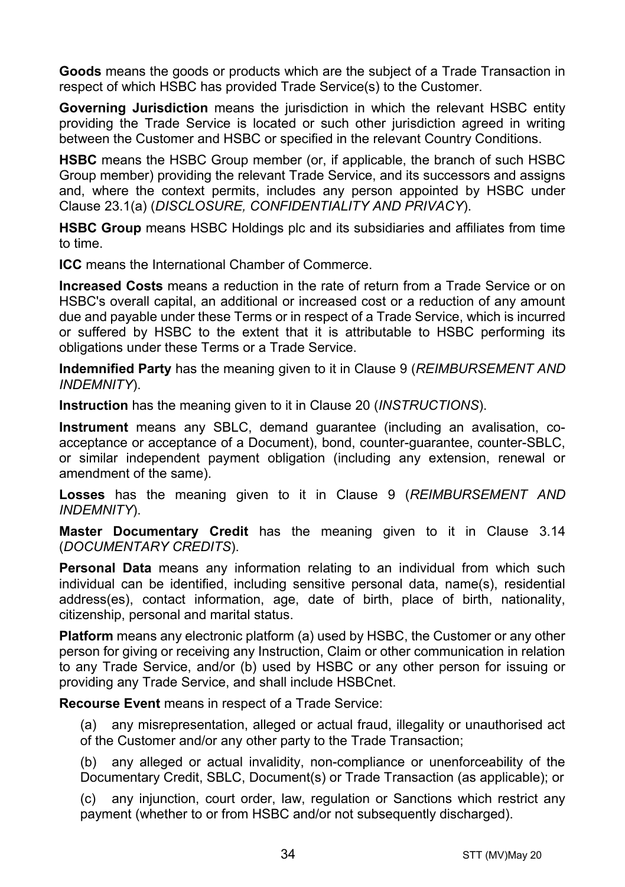**Goods** means the goods or products which are the subject of a Trade Transaction in respect of which HSBC has provided Trade Service(s) to the Customer.

**Governing Jurisdiction** means the jurisdiction in which the relevant HSBC entity providing the Trade Service is located or such other jurisdiction agreed in writing between the Customer and HSBC or specified in the relevant Country Conditions.

**HSBC** means the HSBC Group member (or, if applicable, the branch of such HSBC Group member) providing the relevant Trade Service, and its successors and assigns and, where the context permits, includes any person appointed by HSBC under Clause 23.1(a) (*DISCLOSURE, CONFIDENTIALITY AND PRIVACY*).

**HSBC Group** means HSBC Holdings plc and its subsidiaries and affiliates from time to time.

**ICC** means the International Chamber of Commerce.

**Increased Costs** means a reduction in the rate of return from a Trade Service or on HSBC's overall capital, an additional or increased cost or a reduction of any amount due and payable under these Terms or in respect of a Trade Service, which is incurred or suffered by HSBC to the extent that it is attributable to HSBC performing its obligations under these Terms or a Trade Service.

**Indemnified Party** has the meaning given to it in Clause 9 (*REIMBURSEMENT AND INDEMNITY*).

**Instruction** has the meaning given to it in Clause 20 (*INSTRUCTIONS*).

**Instrument** means any SBLC, demand guarantee (including an avalisation, co-acceptance or acceptance of a Document), bond, counter-guarantee, counter-SBLC, or similar independent payment obligation (including any extension, renewal or amendment of the same).

**Losses** has the meaning given to it in Clause 9 (*REIMBURSEMENT AND INDEMNITY*).

**Master Documentary Credit** has the meaning given to it in Clause 3.14 (*DOCUMENTARY CREDITS*).

**Personal Data** means any information relating to an individual from which such individual can be identified, including sensitive personal data, name(s), residential address(es), contact information, age, date of birth, place of birth, nationality, citizenship, personal and marital status.

**Platform** means any electronic platform (a) used by HSBC, the Customer or any other person for giving or receiving any Instruction, Claim or other communication in relation to any Trade Service, and/or (b) used by HSBC or any other person for issuing or providing any Trade Service, and shall include HSBCnet.

**Recourse Event** means in respect of a Trade Service:

(a) any misrepresentation, alleged or actual fraud, illegality or unauthorised act of the Customer and/or any other party to the Trade Transaction;

(b) any alleged or actual invalidity, non-compliance or unenforceability of the Documentary Credit, SBLC, Document(s) or Trade Transaction (as applicable); or

(c) any injunction, court order, law, regulation or Sanctions which restrict any payment (whether to or from HSBC and/or not subsequently discharged).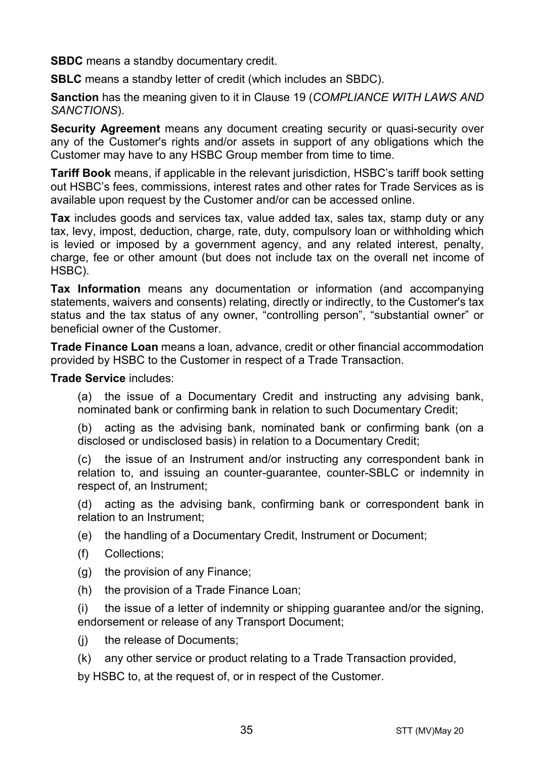**SBDC** means a standby documentary credit.

**SBLC** means a standby letter of credit (which includes an SBDC).

**Sanction** has the meaning given to it in Clause 19 (*COMPLIANCE WITH LAWS AND SANCTIONS*).

**Security Agreement** means any document creating security or quasi-security over any of the Customer's rights and/or assets in support of any obligations which the Customer may have to any HSBC Group member from time to time.

**Tariff Book** means, if applicable in the relevant jurisdiction, HSBC's tariff book setting out HSBC's fees, commissions, interest rates and other rates for Trade Services as is available upon request by the Customer and/or can be accessed online.

**Tax** includes goods and services tax, value added tax, sales tax, stamp duty or any tax, levy, impost, deduction, charge, rate, duty, compulsory loan or withholding which is levied or imposed by a government agency, and any related interest, penalty, charge, fee or other amount (but does not include tax on the overall net income of HSBC).

**Tax Information** means any documentation or information (and accompanying statements, waivers and consents) relating, directly or indirectly, to the Customer's tax status and the tax status of any owner, "controlling person", "substantial owner" or beneficial owner of the Customer.

**Trade Finance Loan** means a loan, advance, credit or other financial accommodation provided by HSBC to the Customer in respect of a Trade Transaction.

**Trade Service** includes:

(a) the issue of a Documentary Credit and instructing any advising bank, nominated bank or confirming bank in relation to such Documentary Credit;

(b) acting as the advising bank, nominated bank or confirming bank (on a disclosed or undisclosed basis) in relation to a Documentary Credit;

(c) the issue of an Instrument and/or instructing any correspondent bank in relation to, and issuing an counter-guarantee, counter-SBLC or indemnity in respect of, an Instrument;

(d) acting as the advising bank, confirming bank or correspondent bank in relation to an Instrument;

(e) the handling of a Documentary Credit, Instrument or Document;

(f) Collections;

(g) the provision of any Finance;

(h) the provision of a Trade Finance Loan;

(i) the issue of a letter of indemnity or shipping guarantee and/or the signing, endorsement or release of any Transport Document;

(j) the release of Documents;

(k) any other service or product relating to a Trade Transaction provided,

by HSBC to, at the request of, or in respect of the Customer.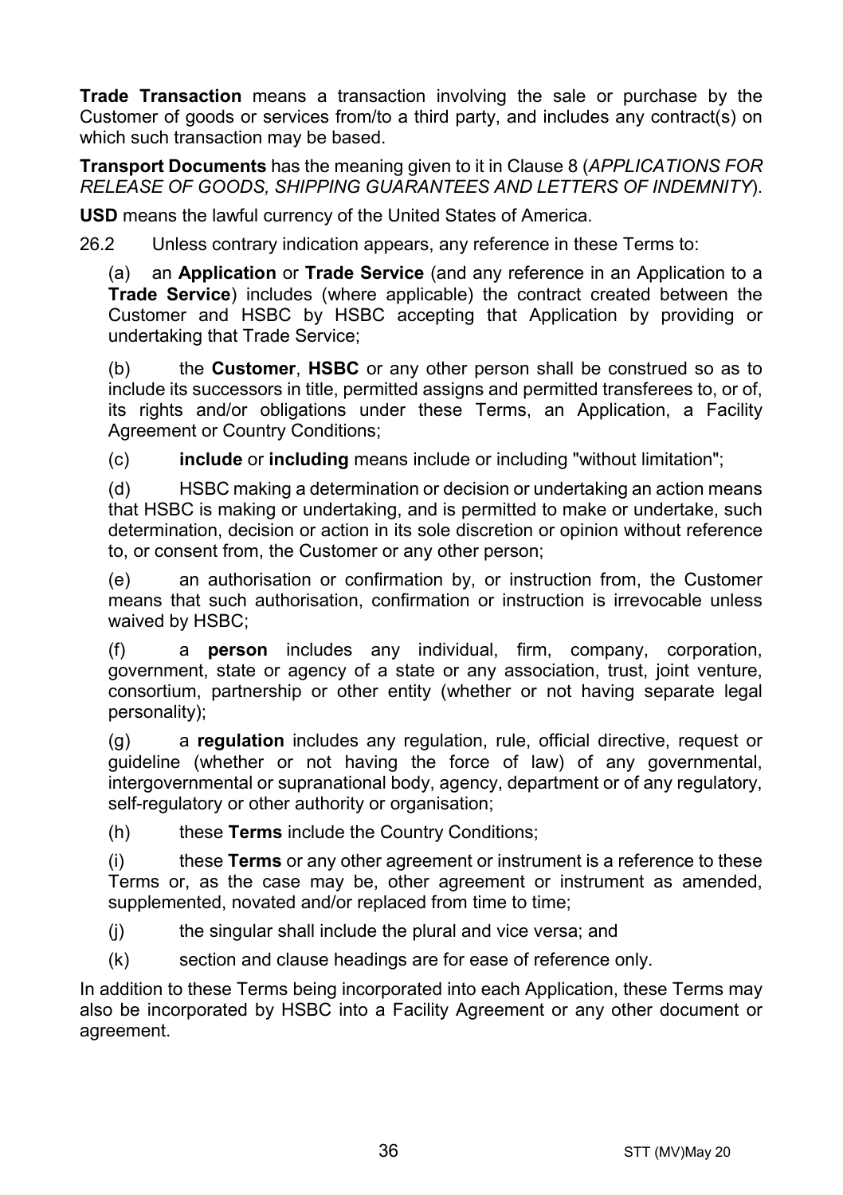**Trade Transaction** means a transaction involving the sale or purchase by the Customer of goods or services from/to a third party, and includes any contract(s) on which such transaction may be based.

**Transport Documents** has the meaning given to it in Clause 8 (*APPLICATIONS FOR RELEASE OF GOODS, SHIPPING GUARANTEES AND LETTERS OF INDEMNITY*).

**USD** means the lawful currency of the United States of America.

26.2 Unless contrary indication appears, any reference in these Terms to:

(a) an **Application** or **Trade Service** (and any reference in an Application to a **Trade Service**) includes (where applicable) the contract created between the Customer and HSBC by HSBC accepting that Application by providing or undertaking that Trade Service;

(b) the **Customer**, **HSBC** or any other person shall be construed so as to include its successors in title, permitted assigns and permitted transferees to, or of, its rights and/or obligations under these Terms, an Application, a Facility Agreement or Country Conditions;

(c) **include** or **including** means include or including "without limitation";

(d) HSBC making a determination or decision or undertaking an action means that HSBC is making or undertaking, and is permitted to make or undertake, such determination, decision or action in its sole discretion or opinion without reference to, or consent from, the Customer or any other person;

(e) an authorisation or confirmation by, or instruction from, the Customer means that such authorisation, confirmation or instruction is irrevocable unless waived by HSBC;

(f) a **person** includes any individual, firm, company, corporation, government, state or agency of a state or any association, trust, joint venture, consortium, partnership or other entity (whether or not having separate legal personality);

(g) a **regulation** includes any regulation, rule, official directive, request or guideline (whether or not having the force of law) of any governmental, intergovernmental or supranational body, agency, department or of any regulatory, self-regulatory or other authority or organisation;

(h) these **Terms** include the Country Conditions;

(i) these **Terms** or any other agreement or instrument is a reference to these Terms or, as the case may be, other agreement or instrument as amended, supplemented, novated and/or replaced from time to time;

(j) the singular shall include the plural and vice versa; and

(k) section and clause headings are for ease of reference only.

In addition to these Terms being incorporated into each Application, these Terms may also be incorporated by HSBC into a Facility Agreement or any other document or agreement.